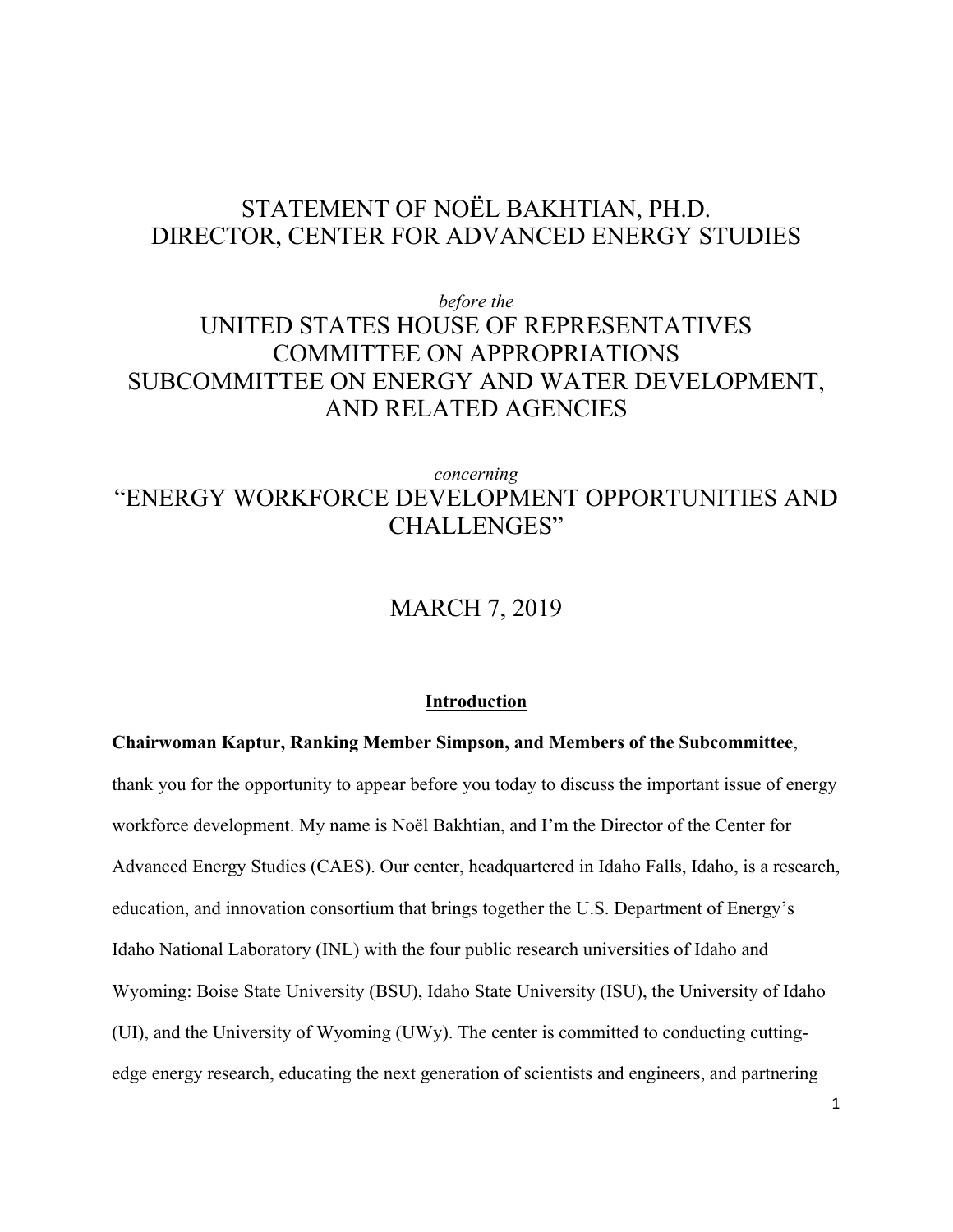# STATEMENT OF NOËL BAKHTIAN, PH.D.
# DIRECTOR, CENTER FOR ADVANCED ENERGY STUDIES

*before the*

# UNITED STATES HOUSE OF REPRESENTATIVES
# COMMITTEE ON APPROPRIATIONS
# SUBCOMMITTEE ON ENERGY AND WATER DEVELOPMENT, AND RELATED AGENCIES

*concerning*

# "ENERGY WORKFORCE DEVELOPMENT OPPORTUNITIES AND CHALLENGES"

## MARCH 7, 2019

## Introduction

**Chairwoman Kaptur, Ranking Member Simpson, and Members of the Subcommittee**, thank you for the opportunity to appear before you today to discuss the important issue of energy workforce development. My name is Noël Bakhtian, and I'm the Director of the Center for Advanced Energy Studies (CAES). Our center, headquartered in Idaho Falls, Idaho, is a research, education, and innovation consortium that brings together the U.S. Department of Energy's Idaho National Laboratory (INL) with the four public research universities of Idaho and Wyoming: Boise State University (BSU), Idaho State University (ISU), the University of Idaho (UI), and the University of Wyoming (UWy). The center is committed to conducting cutting-edge energy research, educating the next generation of scientists and engineers, and partnering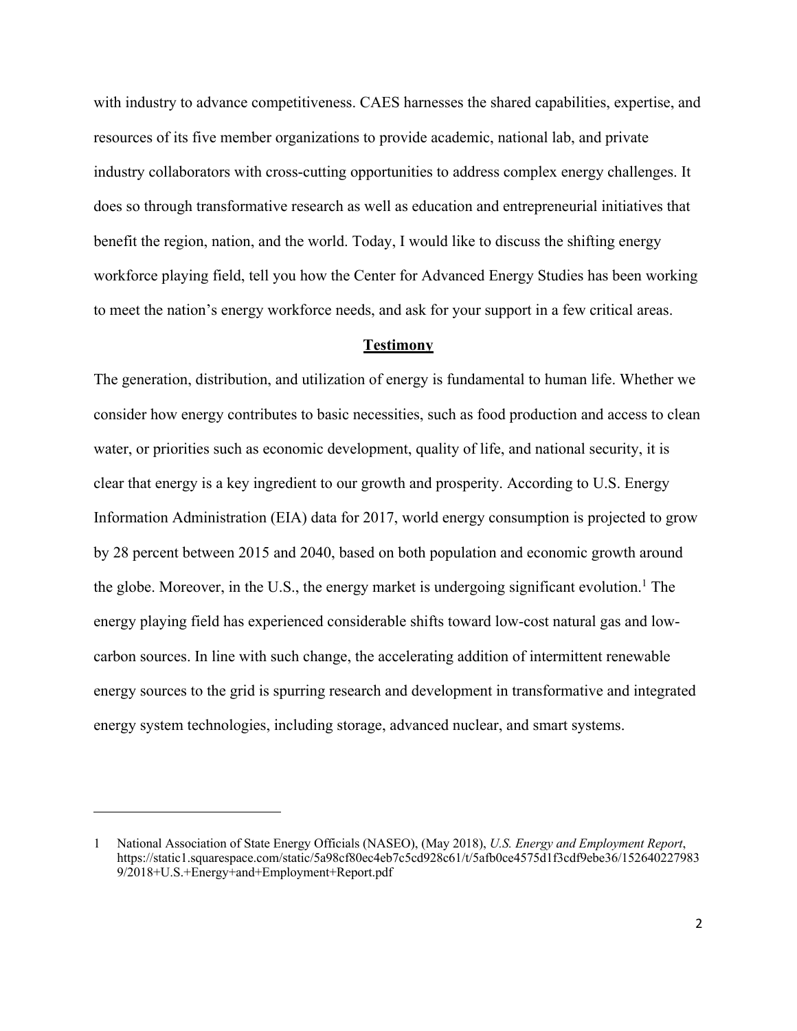with industry to advance competitiveness. CAES harnesses the shared capabilities, expertise, and resources of its five member organizations to provide academic, national lab, and private industry collaborators with cross-cutting opportunities to address complex energy challenges. It does so through transformative research as well as education and entrepreneurial initiatives that benefit the region, nation, and the world. Today, I would like to discuss the shifting energy workforce playing field, tell you how the Center for Advanced Energy Studies has been working to meet the nation's energy workforce needs, and ask for your support in a few critical areas.

## <u>Testimony</u>

The generation, distribution, and utilization of energy is fundamental to human life. Whether we consider how energy contributes to basic necessities, such as food production and access to clean water, or priorities such as economic development, quality of life, and national security, it is clear that energy is a key ingredient to our growth and prosperity. According to U.S. Energy Information Administration (EIA) data for 2017, world energy consumption is projected to grow by 28 percent between 2015 and 2040, based on both population and economic growth around the globe. Moreover, in the U.S., the energy market is undergoing significant evolution.[1] The energy playing field has experienced considerable shifts toward low-cost natural gas and low-carbon sources. In line with such change, the accelerating addition of intermittent renewable energy sources to the grid is spurring research and development in transformative and integrated energy system technologies, including storage, advanced nuclear, and smart systems.

---

1 National Association of State Energy Officials (NASEO), (May 2018), *U.S. Energy and Employment Report*, https://static1.squarespace.com/static/5a98cf80ec4eb7c5cd928c61/t/5afb0ce4575d1f3cdf9ebe36/1526402279839/2018+U.S.+Energy+and+Employment+Report.pdf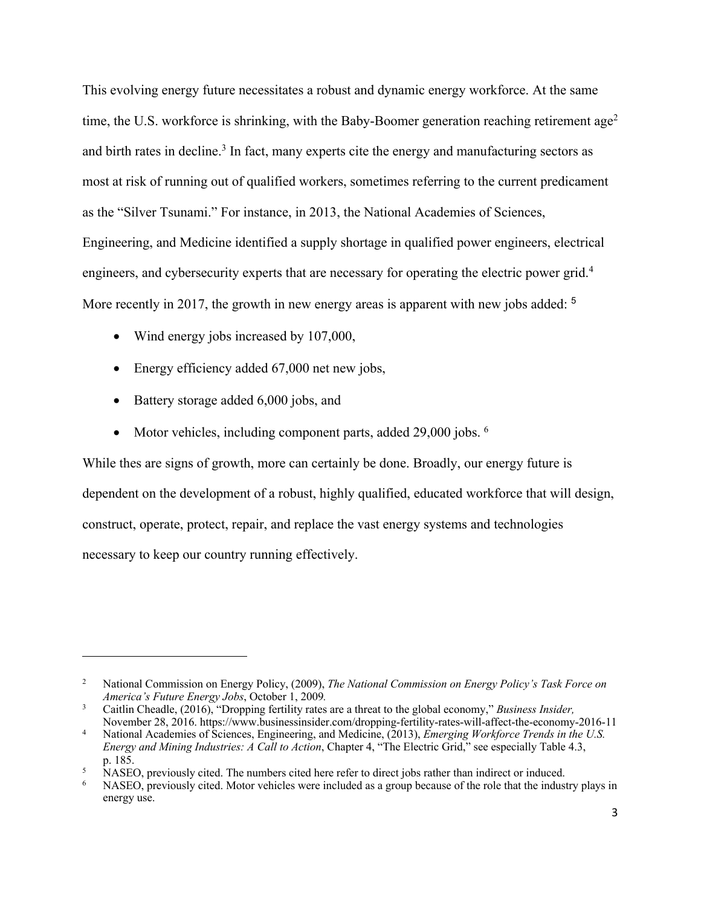This evolving energy future necessitates a robust and dynamic energy workforce. At the same time, the U.S. workforce is shrinking, with the Baby-Boomer generation reaching retirement age[2] and birth rates in decline.[3] In fact, many experts cite the energy and manufacturing sectors as most at risk of running out of qualified workers, sometimes referring to the current predicament as the "Silver Tsunami." For instance, in 2013, the National Academies of Sciences, Engineering, and Medicine identified a supply shortage in qualified power engineers, electrical engineers, and cybersecurity experts that are necessary for operating the electric power grid.[4] More recently in 2017, the growth in new energy areas is apparent with new jobs added: [5]

- Wind energy jobs increased by 107,000,
- Energy efficiency added 67,000 net new jobs,
- Battery storage added 6,000 jobs, and
- Motor vehicles, including component parts, added 29,000 jobs. [6]

While thes are signs of growth, more can certainly be done. Broadly, our energy future is dependent on the development of a robust, highly qualified, educated workforce that will design, construct, operate, protect, repair, and replace the vast energy systems and technologies necessary to keep our country running effectively.

---

[2] National Commission on Energy Policy, (2009), *The National Commission on Energy Policy's Task Force on America's Future Energy Jobs*, October 1, 2009.

[3] Caitlin Cheadle, (2016), "Dropping fertility rates are a threat to the global economy," *Business Insider,* November 28, 2016. https://www.businessinsider.com/dropping-fertility-rates-will-affect-the-economy-2016-11

[4] National Academies of Sciences, Engineering, and Medicine, (2013), *Emerging Workforce Trends in the U.S. Energy and Mining Industries: A Call to Action*, Chapter 4, "The Electric Grid," see especially Table 4.3, p. 185.

[5] NASEO, previously cited. The numbers cited here refer to direct jobs rather than indirect or induced.

[6] NASEO, previously cited. Motor vehicles were included as a group because of the role that the industry plays in energy use.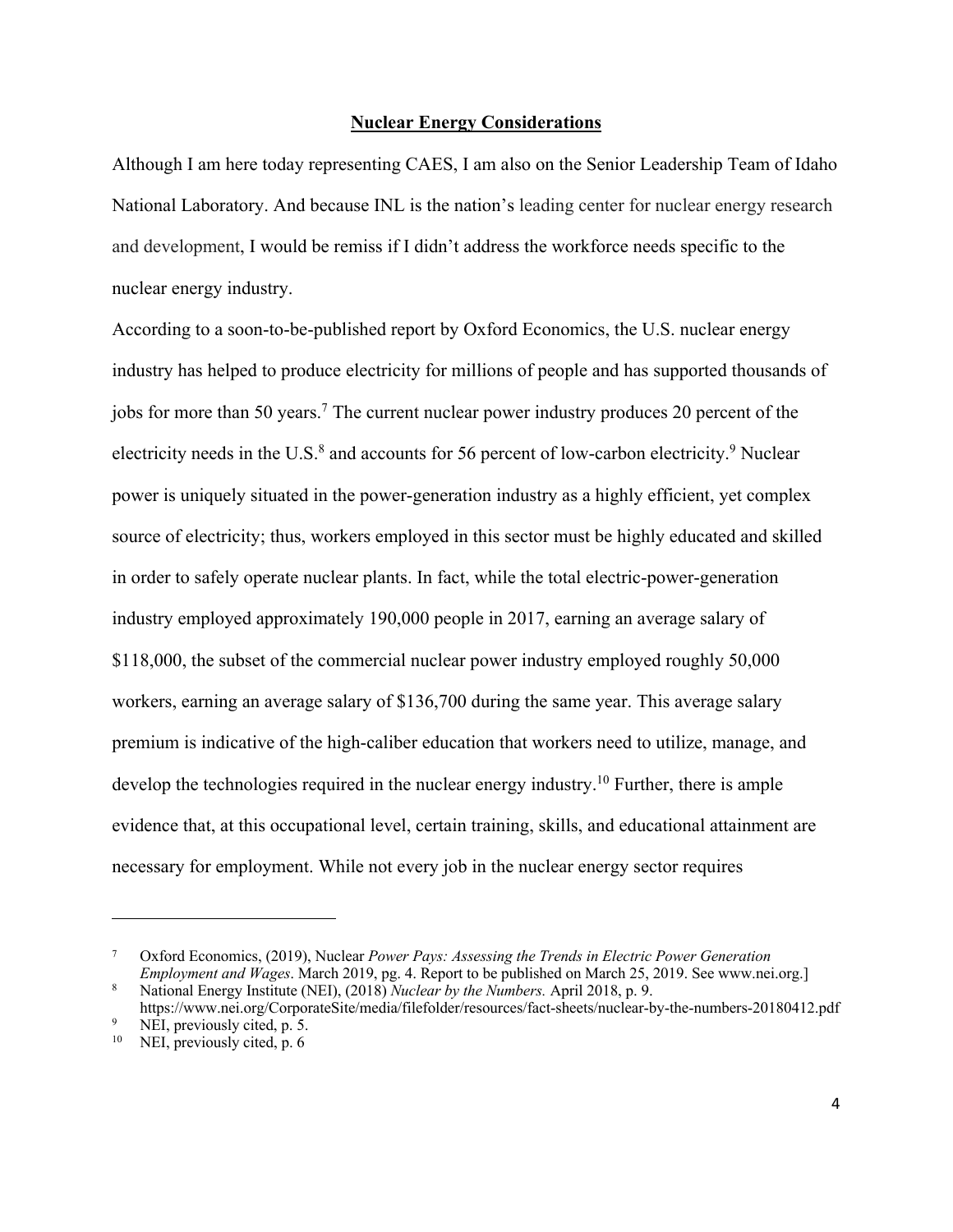## Nuclear Energy Considerations

Although I am here today representing CAES, I am also on the Senior Leadership Team of Idaho National Laboratory. And because INL is the nation's leading center for nuclear energy research and development, I would be remiss if I didn't address the workforce needs specific to the nuclear energy industry.

According to a soon-to-be-published report by Oxford Economics, the U.S. nuclear energy industry has helped to produce electricity for millions of people and has supported thousands of jobs for more than 50 years.[7] The current nuclear power industry produces 20 percent of the electricity needs in the U.S.[8] and accounts for 56 percent of low-carbon electricity.[9] Nuclear power is uniquely situated in the power-generation industry as a highly efficient, yet complex source of electricity; thus, workers employed in this sector must be highly educated and skilled in order to safely operate nuclear plants. In fact, while the total electric-power-generation industry employed approximately 190,000 people in 2017, earning an average salary of $118,000, the subset of the commercial nuclear power industry employed roughly 50,000 workers, earning an average salary of $136,700 during the same year. This average salary premium is indicative of the high-caliber education that workers need to utilize, manage, and develop the technologies required in the nuclear energy industry.[10] Further, there is ample evidence that, at this occupational level, certain training, skills, and educational attainment are necessary for employment. While not every job in the nuclear energy sector requires

---

[7] Oxford Economics, (2019), Nuclear *Power Pays: Assessing the Trends in Electric Power Generation Employment and Wages*. March 2019, pg. 4. Report to be published on March 25, 2019. See www.nei.org.]

[8] National Energy Institute (NEI), (2018) *Nuclear by the Numbers.* April 2018, p. 9. https://www.nei.org/CorporateSite/media/filefolder/resources/fact-sheets/nuclear-by-the-numbers-20180412.pdf

[9] NEI, previously cited, p. 5.

[10] NEI, previously cited, p. 6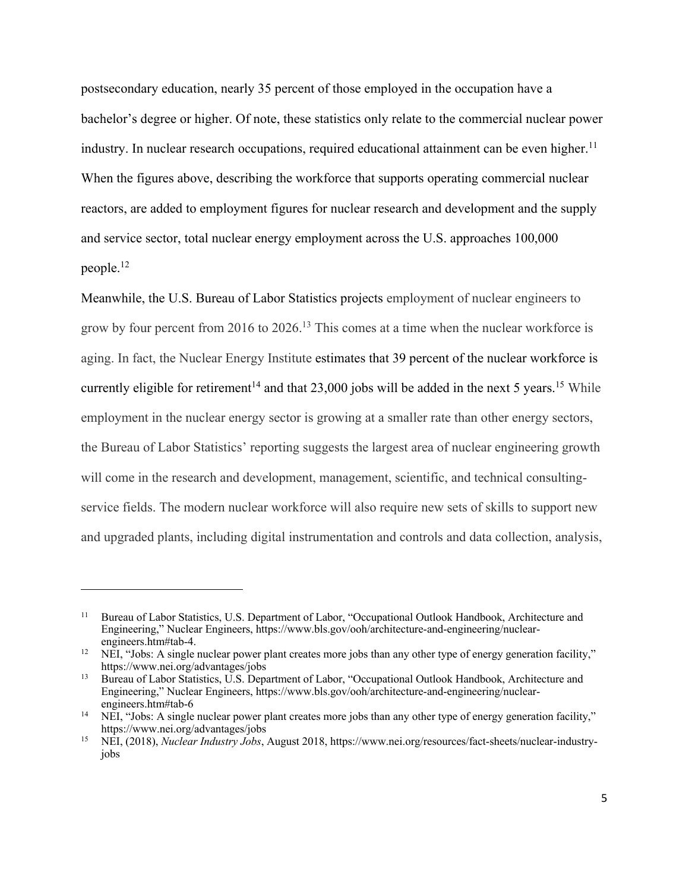postsecondary education, nearly 35 percent of those employed in the occupation have a bachelor's degree or higher. Of note, these statistics only relate to the commercial nuclear power industry. In nuclear research occupations, required educational attainment can be even higher.[11] When the figures above, describing the workforce that supports operating commercial nuclear reactors, are added to employment figures for nuclear research and development and the supply and service sector, total nuclear energy employment across the U.S. approaches 100,000 people.[12]

Meanwhile, the U.S. Bureau of Labor Statistics projects employment of nuclear engineers to grow by four percent from 2016 to 2026.[13] This comes at a time when the nuclear workforce is aging. In fact, the Nuclear Energy Institute estimates that 39 percent of the nuclear workforce is currently eligible for retirement[14] and that 23,000 jobs will be added in the next 5 years.[15] While employment in the nuclear energy sector is growing at a smaller rate than other energy sectors, the Bureau of Labor Statistics' reporting suggests the largest area of nuclear engineering growth will come in the research and development, management, scientific, and technical consulting-service fields. The modern nuclear workforce will also require new sets of skills to support new and upgraded plants, including digital instrumentation and controls and data collection, analysis,

---

[11] Bureau of Labor Statistics, U.S. Department of Labor, "Occupational Outlook Handbook, Architecture and Engineering," Nuclear Engineers, https://www.bls.gov/ooh/architecture-and-engineering/nuclear-engineers.htm#tab-4.

[12] NEI, "Jobs: A single nuclear power plant creates more jobs than any other type of energy generation facility," https://www.nei.org/advantages/jobs

[13] Bureau of Labor Statistics, U.S. Department of Labor, "Occupational Outlook Handbook, Architecture and Engineering," Nuclear Engineers, https://www.bls.gov/ooh/architecture-and-engineering/nuclear-engineers.htm#tab-6

[14] NEI, "Jobs: A single nuclear power plant creates more jobs than any other type of energy generation facility," https://www.nei.org/advantages/jobs

[15] NEI, (2018), *Nuclear Industry Jobs*, August 2018, https://www.nei.org/resources/fact-sheets/nuclear-industry-jobs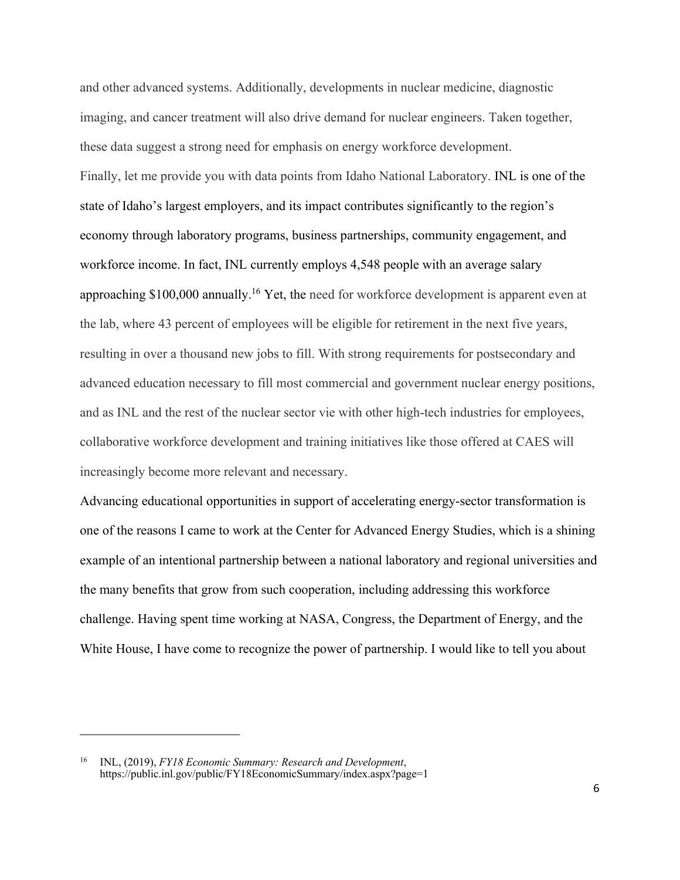and other advanced systems. Additionally, developments in nuclear medicine, diagnostic imaging, and cancer treatment will also drive demand for nuclear engineers. Taken together, these data suggest a strong need for emphasis on energy workforce development.

Finally, let me provide you with data points from Idaho National Laboratory. INL is one of the state of Idaho's largest employers, and its impact contributes significantly to the region's economy through laboratory programs, business partnerships, community engagement, and workforce income. In fact, INL currently employs 4,548 people with an average salary approaching $100,000 annually.[16] Yet, the need for workforce development is apparent even at the lab, where 43 percent of employees will be eligible for retirement in the next five years, resulting in over a thousand new jobs to fill. With strong requirements for postsecondary and advanced education necessary to fill most commercial and government nuclear energy positions, and as INL and the rest of the nuclear sector vie with other high-tech industries for employees, collaborative workforce development and training initiatives like those offered at CAES will increasingly become more relevant and necessary.

Advancing educational opportunities in support of accelerating energy-sector transformation is one of the reasons I came to work at the Center for Advanced Energy Studies, which is a shining example of an intentional partnership between a national laboratory and regional universities and the many benefits that grow from such cooperation, including addressing this workforce challenge. Having spent time working at NASA, Congress, the Department of Energy, and the White House, I have come to recognize the power of partnership. I would like to tell you about

---

[16] INL, (2019), *FY18 Economic Summary: Research and Development*, https://public.inl.gov/public/FY18EconomicSummary/index.aspx?page=1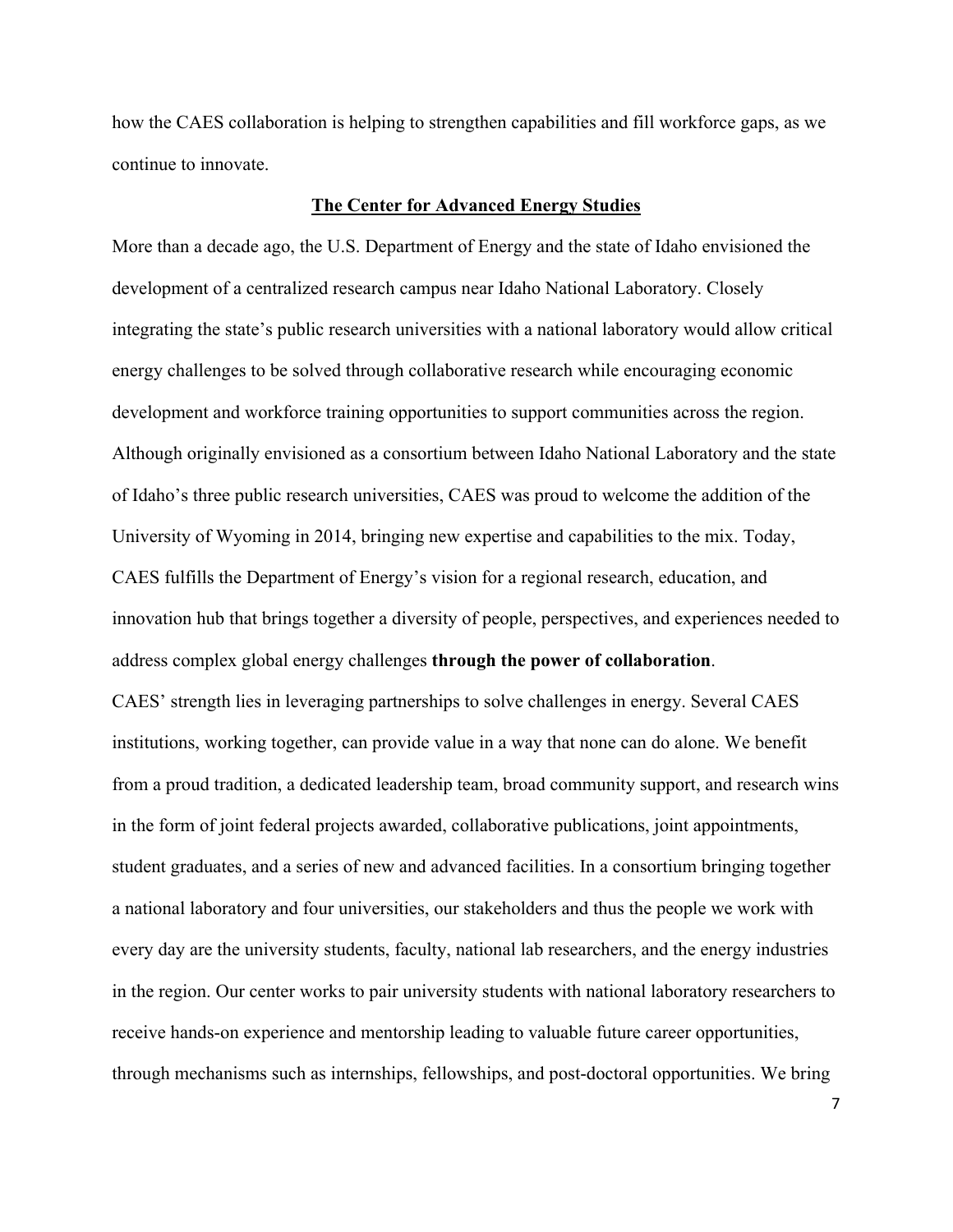how the CAES collaboration is helping to strengthen capabilities and fill workforce gaps, as we continue to innovate.

## The Center for Advanced Energy Studies

More than a decade ago, the U.S. Department of Energy and the state of Idaho envisioned the development of a centralized research campus near Idaho National Laboratory. Closely integrating the state's public research universities with a national laboratory would allow critical energy challenges to be solved through collaborative research while encouraging economic development and workforce training opportunities to support communities across the region. Although originally envisioned as a consortium between Idaho National Laboratory and the state of Idaho's three public research universities, CAES was proud to welcome the addition of the University of Wyoming in 2014, bringing new expertise and capabilities to the mix. Today, CAES fulfills the Department of Energy's vision for a regional research, education, and innovation hub that brings together a diversity of people, perspectives, and experiences needed to address complex global energy challenges **through the power of collaboration**.

CAES' strength lies in leveraging partnerships to solve challenges in energy. Several CAES institutions, working together, can provide value in a way that none can do alone. We benefit from a proud tradition, a dedicated leadership team, broad community support, and research wins in the form of joint federal projects awarded, collaborative publications, joint appointments, student graduates, and a series of new and advanced facilities. In a consortium bringing together a national laboratory and four universities, our stakeholders and thus the people we work with every day are the university students, faculty, national lab researchers, and the energy industries in the region. Our center works to pair university students with national laboratory researchers to receive hands-on experience and mentorship leading to valuable future career opportunities, through mechanisms such as internships, fellowships, and post-doctoral opportunities. We bring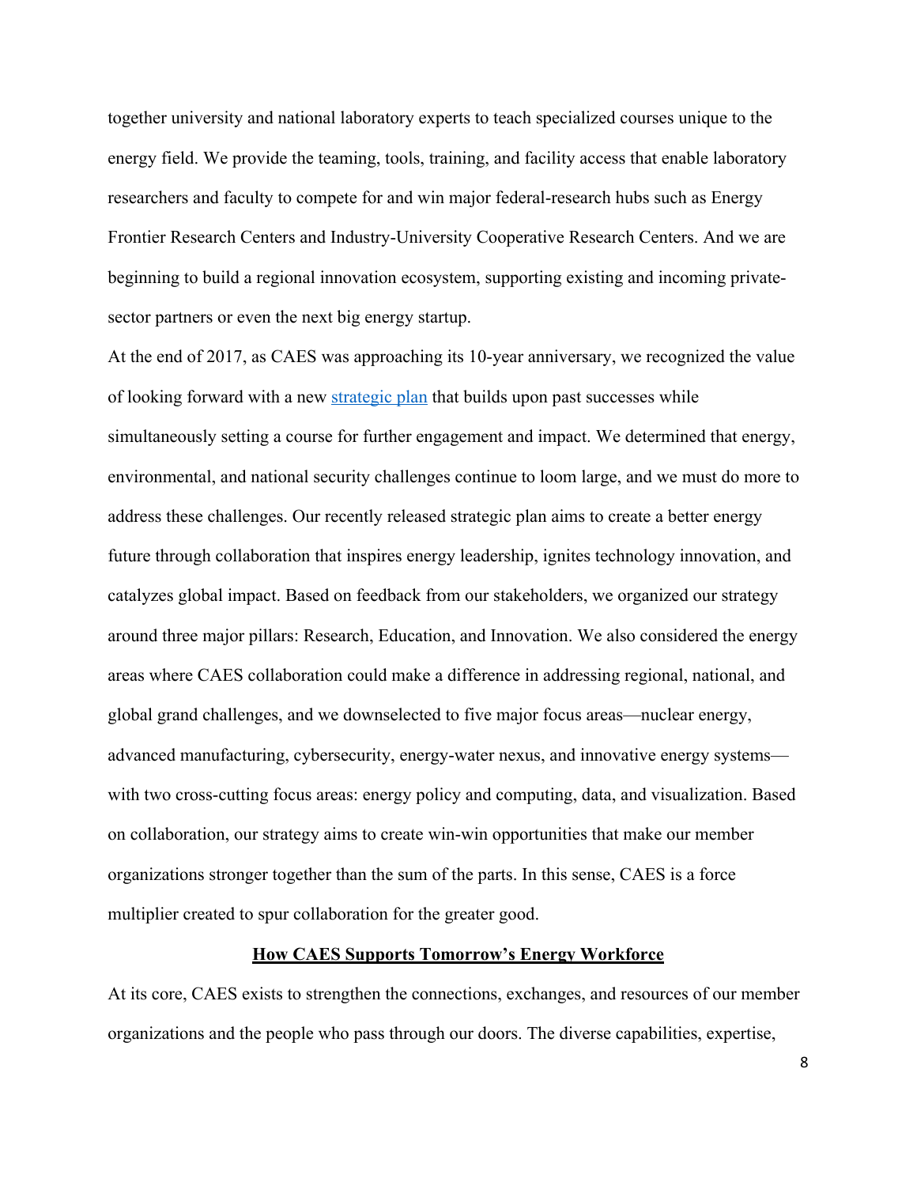together university and national laboratory experts to teach specialized courses unique to the energy field. We provide the teaming, tools, training, and facility access that enable laboratory researchers and faculty to compete for and win major federal-research hubs such as Energy Frontier Research Centers and Industry-University Cooperative Research Centers. And we are beginning to build a regional innovation ecosystem, supporting existing and incoming private-sector partners or even the next big energy startup.

At the end of 2017, as CAES was approaching its 10-year anniversary, we recognized the value of looking forward with a new strategic plan that builds upon past successes while simultaneously setting a course for further engagement and impact. We determined that energy, environmental, and national security challenges continue to loom large, and we must do more to address these challenges. Our recently released strategic plan aims to create a better energy future through collaboration that inspires energy leadership, ignites technology innovation, and catalyzes global impact. Based on feedback from our stakeholders, we organized our strategy around three major pillars: Research, Education, and Innovation. We also considered the energy areas where CAES collaboration could make a difference in addressing regional, national, and global grand challenges, and we downselected to five major focus areas—nuclear energy, advanced manufacturing, cybersecurity, energy-water nexus, and innovative energy systems—with two cross-cutting focus areas: energy policy and computing, data, and visualization. Based on collaboration, our strategy aims to create win-win opportunities that make our member organizations stronger together than the sum of the parts. In this sense, CAES is a force multiplier created to spur collaboration for the greater good.

## How CAES Supports Tomorrow's Energy Workforce

At its core, CAES exists to strengthen the connections, exchanges, and resources of our member organizations and the people who pass through our doors. The diverse capabilities, expertise,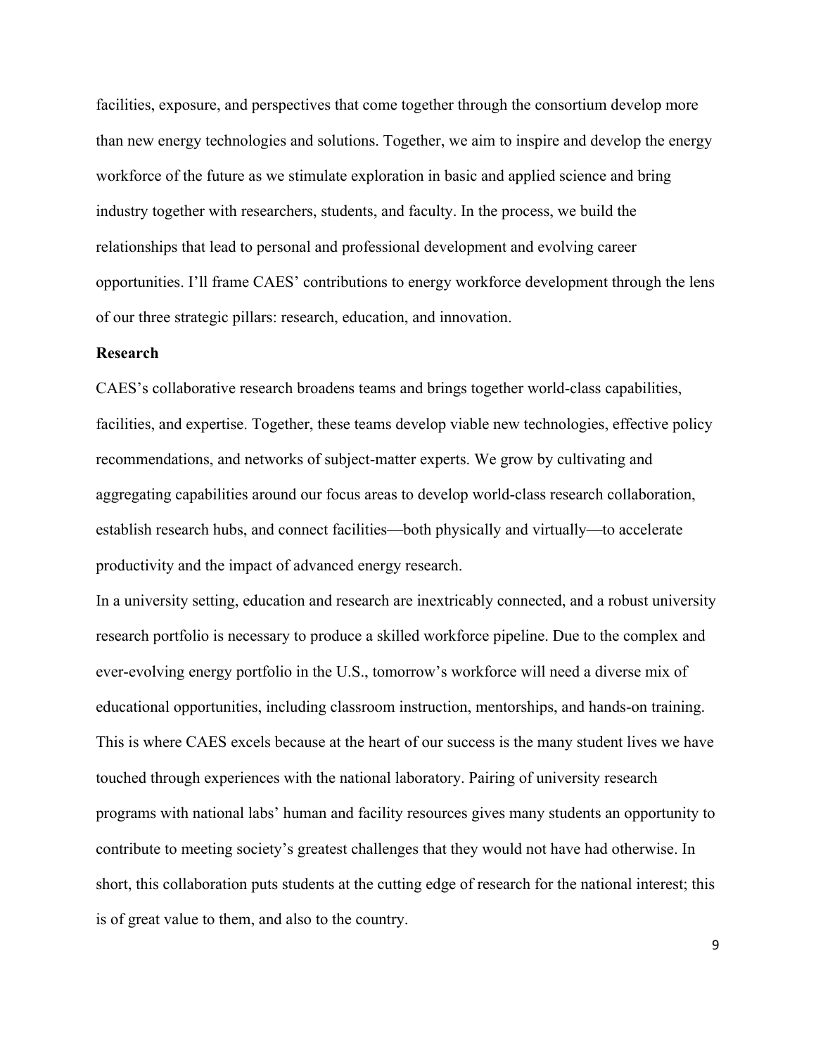facilities, exposure, and perspectives that come together through the consortium develop more than new energy technologies and solutions. Together, we aim to inspire and develop the energy workforce of the future as we stimulate exploration in basic and applied science and bring industry together with researchers, students, and faculty. In the process, we build the relationships that lead to personal and professional development and evolving career opportunities. I'll frame CAES' contributions to energy workforce development through the lens of our three strategic pillars: research, education, and innovation.

**Research**

CAES's collaborative research broadens teams and brings together world-class capabilities, facilities, and expertise. Together, these teams develop viable new technologies, effective policy recommendations, and networks of subject-matter experts. We grow by cultivating and aggregating capabilities around our focus areas to develop world-class research collaboration, establish research hubs, and connect facilities—both physically and virtually—to accelerate productivity and the impact of advanced energy research.

In a university setting, education and research are inextricably connected, and a robust university research portfolio is necessary to produce a skilled workforce pipeline. Due to the complex and ever-evolving energy portfolio in the U.S., tomorrow's workforce will need a diverse mix of educational opportunities, including classroom instruction, mentorships, and hands-on training. This is where CAES excels because at the heart of our success is the many student lives we have touched through experiences with the national laboratory. Pairing of university research programs with national labs' human and facility resources gives many students an opportunity to contribute to meeting society's greatest challenges that they would not have had otherwise. In short, this collaboration puts students at the cutting edge of research for the national interest; this is of great value to them, and also to the country.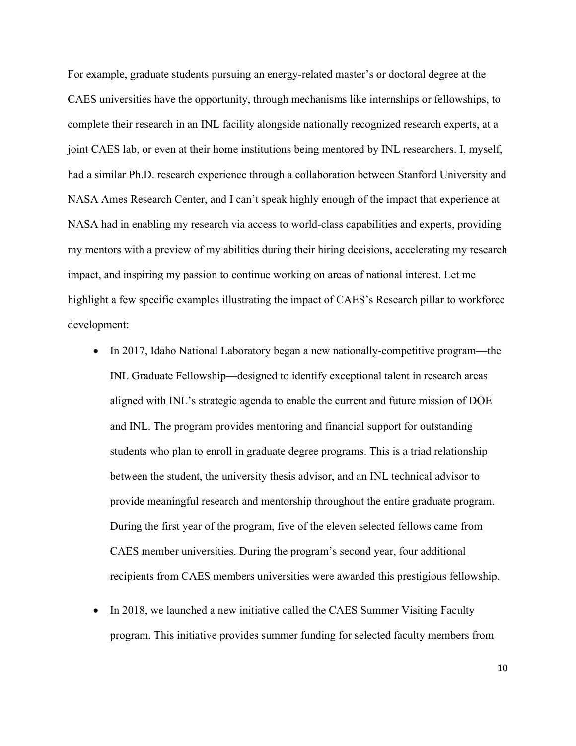For example, graduate students pursuing an energy-related master's or doctoral degree at the CAES universities have the opportunity, through mechanisms like internships or fellowships, to complete their research in an INL facility alongside nationally recognized research experts, at a joint CAES lab, or even at their home institutions being mentored by INL researchers. I, myself, had a similar Ph.D. research experience through a collaboration between Stanford University and NASA Ames Research Center, and I can't speak highly enough of the impact that experience at NASA had in enabling my research via access to world-class capabilities and experts, providing my mentors with a preview of my abilities during their hiring decisions, accelerating my research impact, and inspiring my passion to continue working on areas of national interest. Let me highlight a few specific examples illustrating the impact of CAES's Research pillar to workforce development:

- In 2017, Idaho National Laboratory began a new nationally-competitive program—the INL Graduate Fellowship—designed to identify exceptional talent in research areas aligned with INL's strategic agenda to enable the current and future mission of DOE and INL. The program provides mentoring and financial support for outstanding students who plan to enroll in graduate degree programs. This is a triad relationship between the student, the university thesis advisor, and an INL technical advisor to provide meaningful research and mentorship throughout the entire graduate program. During the first year of the program, five of the eleven selected fellows came from CAES member universities. During the program's second year, four additional recipients from CAES members universities were awarded this prestigious fellowship.
- In 2018, we launched a new initiative called the CAES Summer Visiting Faculty program. This initiative provides summer funding for selected faculty members from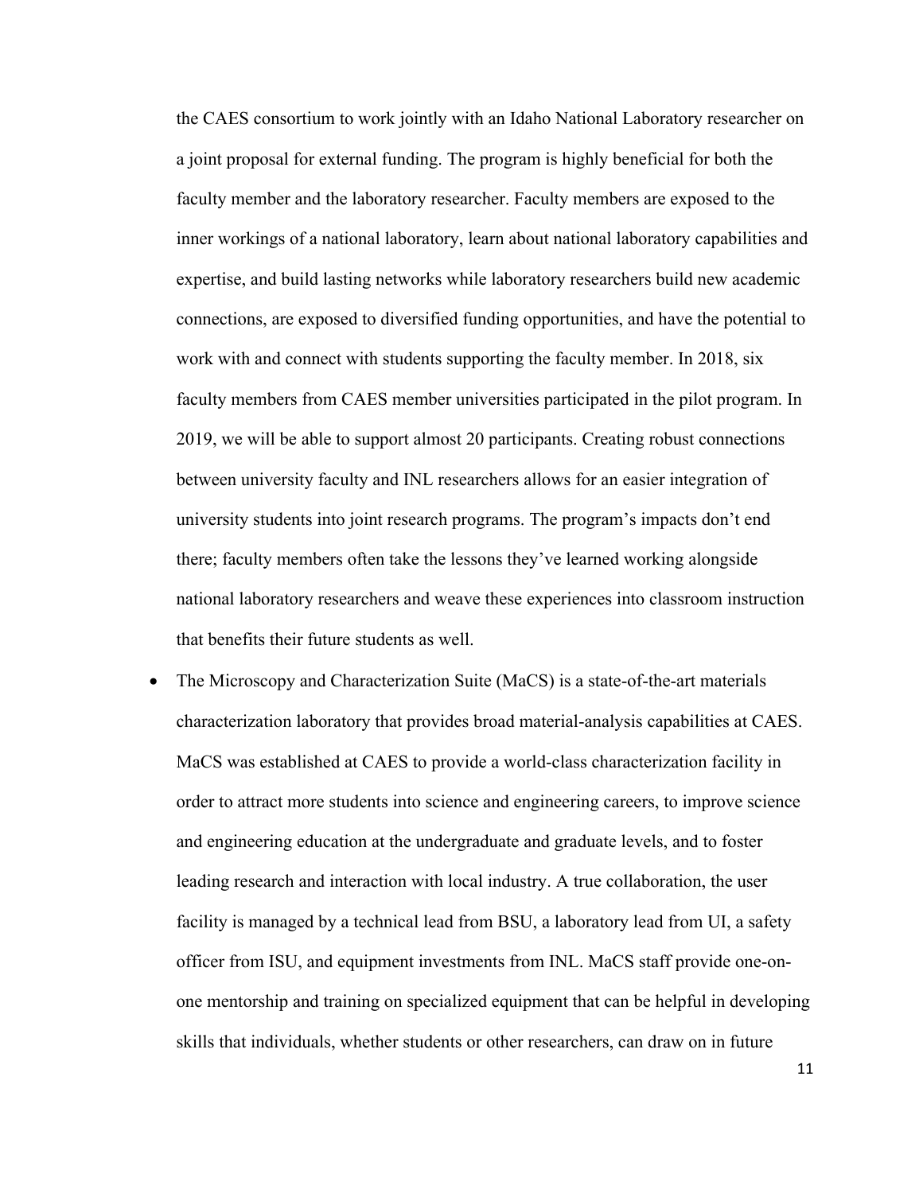the CAES consortium to work jointly with an Idaho National Laboratory researcher on a joint proposal for external funding. The program is highly beneficial for both the faculty member and the laboratory researcher. Faculty members are exposed to the inner workings of a national laboratory, learn about national laboratory capabilities and expertise, and build lasting networks while laboratory researchers build new academic connections, are exposed to diversified funding opportunities, and have the potential to work with and connect with students supporting the faculty member. In 2018, six faculty members from CAES member universities participated in the pilot program. In 2019, we will be able to support almost 20 participants. Creating robust connections between university faculty and INL researchers allows for an easier integration of university students into joint research programs. The program's impacts don't end there; faculty members often take the lessons they've learned working alongside national laboratory researchers and weave these experiences into classroom instruction that benefits their future students as well.

- The Microscopy and Characterization Suite (MaCS) is a state-of-the-art materials characterization laboratory that provides broad material-analysis capabilities at CAES. MaCS was established at CAES to provide a world-class characterization facility in order to attract more students into science and engineering careers, to improve science and engineering education at the undergraduate and graduate levels, and to foster leading research and interaction with local industry. A true collaboration, the user facility is managed by a technical lead from BSU, a laboratory lead from UI, a safety officer from ISU, and equipment investments from INL. MaCS staff provide one-on-one mentorship and training on specialized equipment that can be helpful in developing skills that individuals, whether students or other researchers, can draw on in future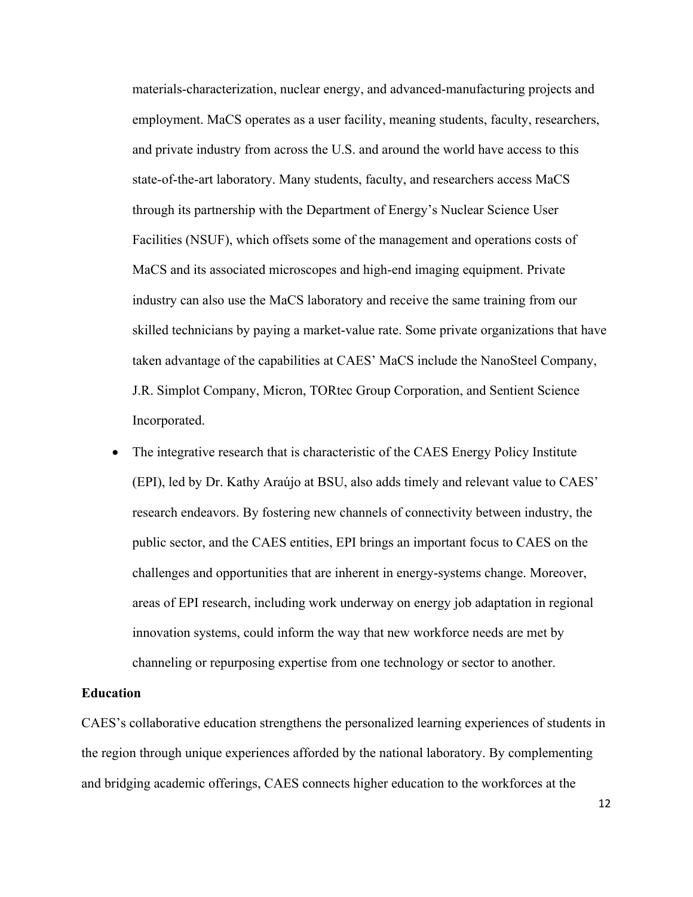materials-characterization, nuclear energy, and advanced-manufacturing projects and employment. MaCS operates as a user facility, meaning students, faculty, researchers, and private industry from across the U.S. and around the world have access to this state-of-the-art laboratory. Many students, faculty, and researchers access MaCS through its partnership with the Department of Energy's Nuclear Science User Facilities (NSUF), which offsets some of the management and operations costs of MaCS and its associated microscopes and high-end imaging equipment. Private industry can also use the MaCS laboratory and receive the same training from our skilled technicians by paying a market-value rate. Some private organizations that have taken advantage of the capabilities at CAES' MaCS include the NanoSteel Company, J.R. Simplot Company, Micron, TORtec Group Corporation, and Sentient Science Incorporated.

- The integrative research that is characteristic of the CAES Energy Policy Institute (EPI), led by Dr. Kathy Araújo at BSU, also adds timely and relevant value to CAES' research endeavors. By fostering new channels of connectivity between industry, the public sector, and the CAES entities, EPI brings an important focus to CAES on the challenges and opportunities that are inherent in energy-systems change. Moreover, areas of EPI research, including work underway on energy job adaptation in regional innovation systems, could inform the way that new workforce needs are met by channeling or repurposing expertise from one technology or sector to another.

**Education**

CAES's collaborative education strengthens the personalized learning experiences of students in the region through unique experiences afforded by the national laboratory. By complementing and bridging academic offerings, CAES connects higher education to the workforces at the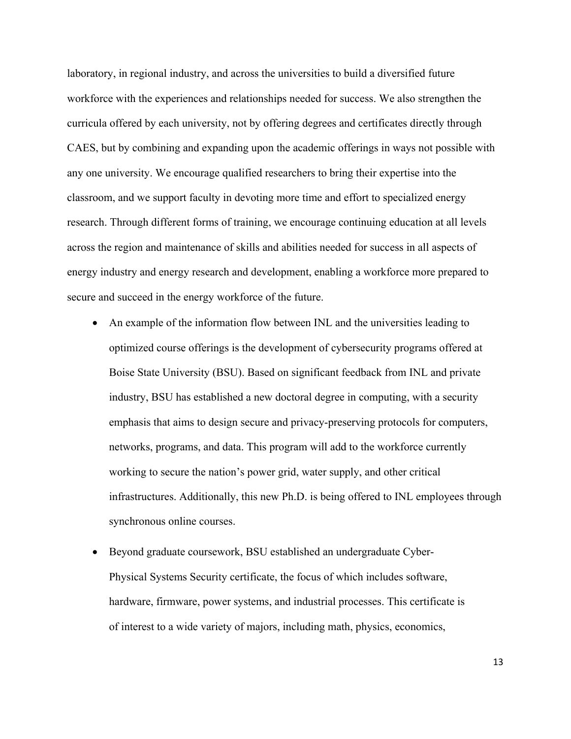laboratory, in regional industry, and across the universities to build a diversified future workforce with the experiences and relationships needed for success. We also strengthen the curricula offered by each university, not by offering degrees and certificates directly through CAES, but by combining and expanding upon the academic offerings in ways not possible with any one university. We encourage qualified researchers to bring their expertise into the classroom, and we support faculty in devoting more time and effort to specialized energy research. Through different forms of training, we encourage continuing education at all levels across the region and maintenance of skills and abilities needed for success in all aspects of energy industry and energy research and development, enabling a workforce more prepared to secure and succeed in the energy workforce of the future.

- An example of the information flow between INL and the universities leading to optimized course offerings is the development of cybersecurity programs offered at Boise State University (BSU). Based on significant feedback from INL and private industry, BSU has established a new doctoral degree in computing, with a security emphasis that aims to design secure and privacy-preserving protocols for computers, networks, programs, and data. This program will add to the workforce currently working to secure the nation's power grid, water supply, and other critical infrastructures. Additionally, this new Ph.D. is being offered to INL employees through synchronous online courses.
- Beyond graduate coursework, BSU established an undergraduate Cyber-Physical Systems Security certificate, the focus of which includes software, hardware, firmware, power systems, and industrial processes. This certificate is of interest to a wide variety of majors, including math, physics, economics,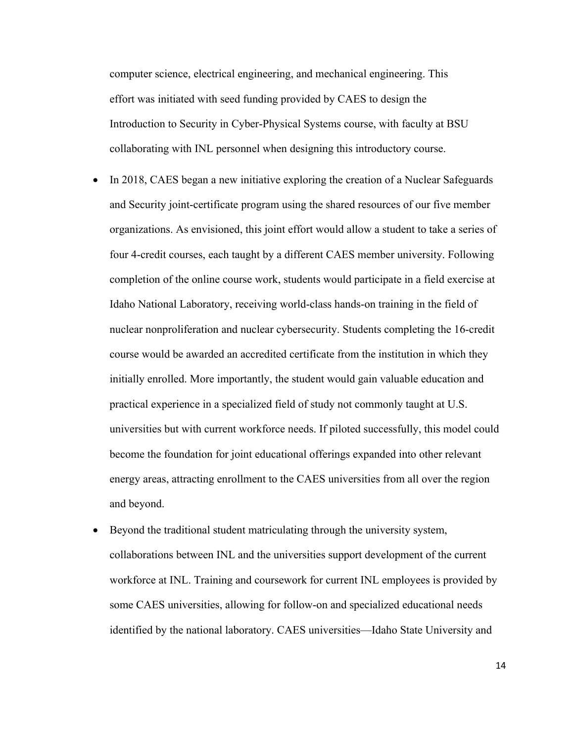computer science, electrical engineering, and mechanical engineering. This effort was initiated with seed funding provided by CAES to design the Introduction to Security in Cyber-Physical Systems course, with faculty at BSU collaborating with INL personnel when designing this introductory course.

- In 2018, CAES began a new initiative exploring the creation of a Nuclear Safeguards and Security joint-certificate program using the shared resources of our five member organizations. As envisioned, this joint effort would allow a student to take a series of four 4-credit courses, each taught by a different CAES member university. Following completion of the online course work, students would participate in a field exercise at Idaho National Laboratory, receiving world-class hands-on training in the field of nuclear nonproliferation and nuclear cybersecurity. Students completing the 16-credit course would be awarded an accredited certificate from the institution in which they initially enrolled. More importantly, the student would gain valuable education and practical experience in a specialized field of study not commonly taught at U.S. universities but with current workforce needs. If piloted successfully, this model could become the foundation for joint educational offerings expanded into other relevant energy areas, attracting enrollment to the CAES universities from all over the region and beyond.
- Beyond the traditional student matriculating through the university system, collaborations between INL and the universities support development of the current workforce at INL. Training and coursework for current INL employees is provided by some CAES universities, allowing for follow-on and specialized educational needs identified by the national laboratory. CAES universities—Idaho State University and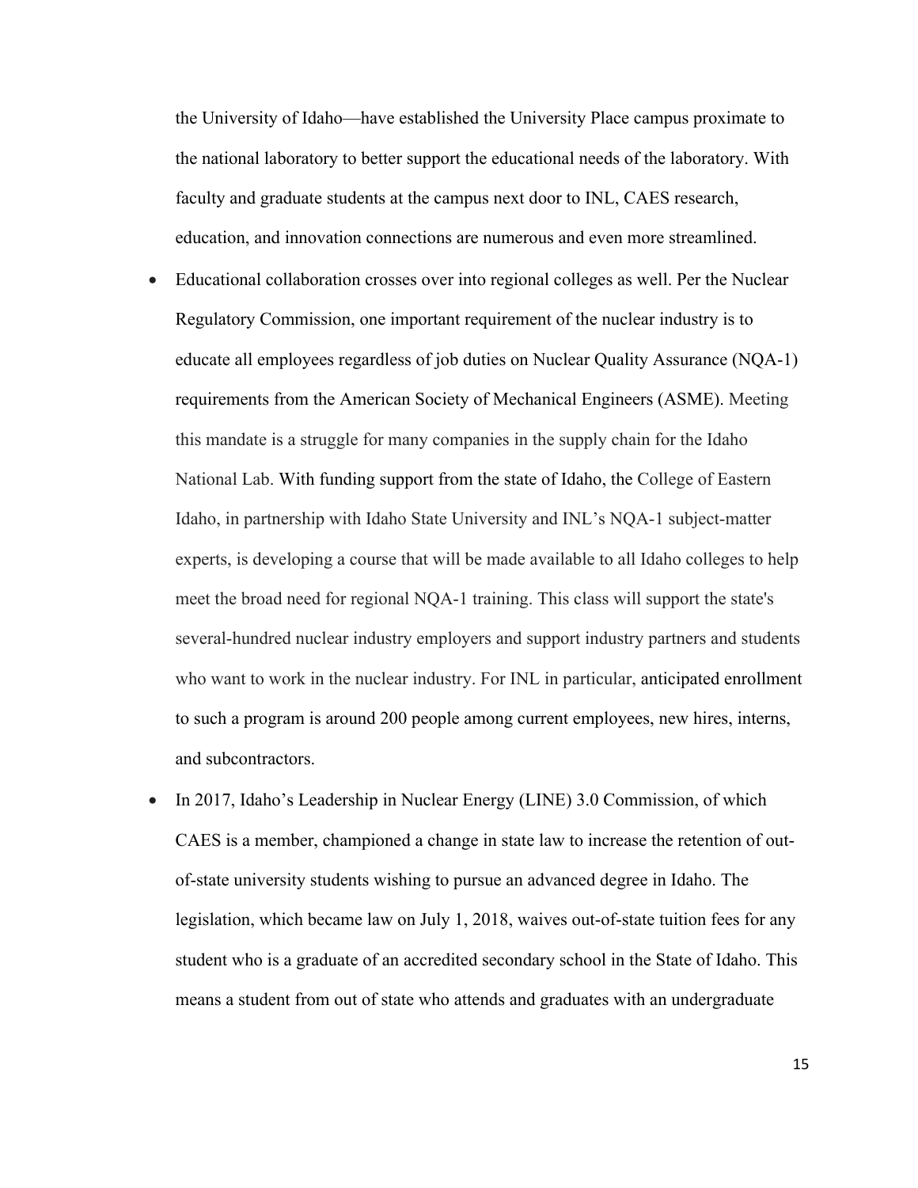the University of Idaho—have established the University Place campus proximate to the national laboratory to better support the educational needs of the laboratory. With faculty and graduate students at the campus next door to INL, CAES research, education, and innovation connections are numerous and even more streamlined.

- Educational collaboration crosses over into regional colleges as well. Per the Nuclear Regulatory Commission, one important requirement of the nuclear industry is to educate all employees regardless of job duties on Nuclear Quality Assurance (NQA-1) requirements from the American Society of Mechanical Engineers (ASME). Meeting this mandate is a struggle for many companies in the supply chain for the Idaho National Lab. With funding support from the state of Idaho, the College of Eastern Idaho, in partnership with Idaho State University and INL's NQA-1 subject-matter experts, is developing a course that will be made available to all Idaho colleges to help meet the broad need for regional NQA-1 training. This class will support the state's several-hundred nuclear industry employers and support industry partners and students who want to work in the nuclear industry. For INL in particular, anticipated enrollment to such a program is around 200 people among current employees, new hires, interns, and subcontractors.
- In 2017, Idaho's Leadership in Nuclear Energy (LINE) 3.0 Commission, of which CAES is a member, championed a change in state law to increase the retention of out-of-state university students wishing to pursue an advanced degree in Idaho. The legislation, which became law on July 1, 2018, waives out-of-state tuition fees for any student who is a graduate of an accredited secondary school in the State of Idaho. This means a student from out of state who attends and graduates with an undergraduate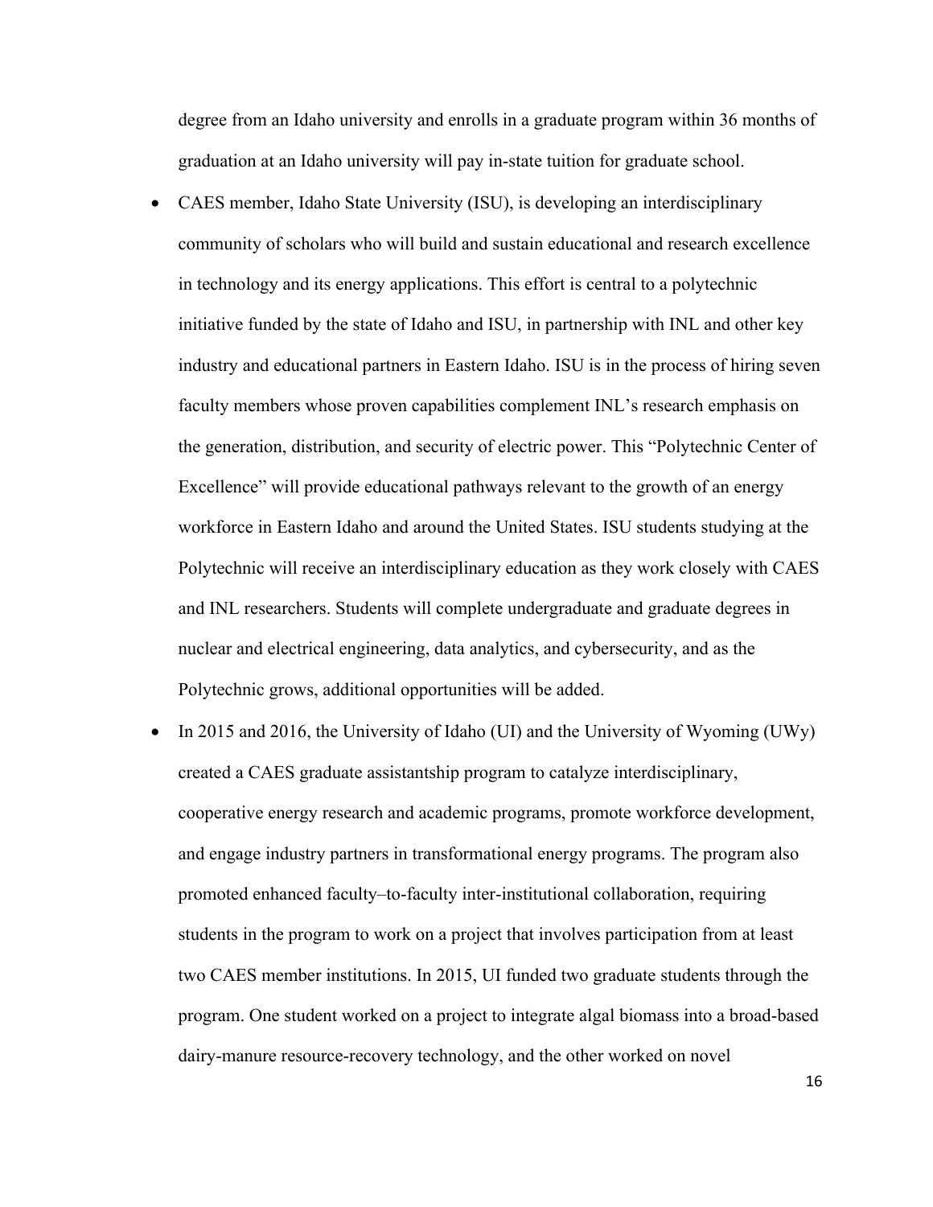degree from an Idaho university and enrolls in a graduate program within 36 months of graduation at an Idaho university will pay in-state tuition for graduate school.

- CAES member, Idaho State University (ISU), is developing an interdisciplinary community of scholars who will build and sustain educational and research excellence in technology and its energy applications. This effort is central to a polytechnic initiative funded by the state of Idaho and ISU, in partnership with INL and other key industry and educational partners in Eastern Idaho. ISU is in the process of hiring seven faculty members whose proven capabilities complement INL's research emphasis on the generation, distribution, and security of electric power. This "Polytechnic Center of Excellence" will provide educational pathways relevant to the growth of an energy workforce in Eastern Idaho and around the United States. ISU students studying at the Polytechnic will receive an interdisciplinary education as they work closely with CAES and INL researchers. Students will complete undergraduate and graduate degrees in nuclear and electrical engineering, data analytics, and cybersecurity, and as the Polytechnic grows, additional opportunities will be added.
- In 2015 and 2016, the University of Idaho (UI) and the University of Wyoming (UWy) created a CAES graduate assistantship program to catalyze interdisciplinary, cooperative energy research and academic programs, promote workforce development, and engage industry partners in transformational energy programs. The program also promoted enhanced faculty–to-faculty inter-institutional collaboration, requiring students in the program to work on a project that involves participation from at least two CAES member institutions. In 2015, UI funded two graduate students through the program. One student worked on a project to integrate algal biomass into a broad-based dairy-manure resource-recovery technology, and the other worked on novel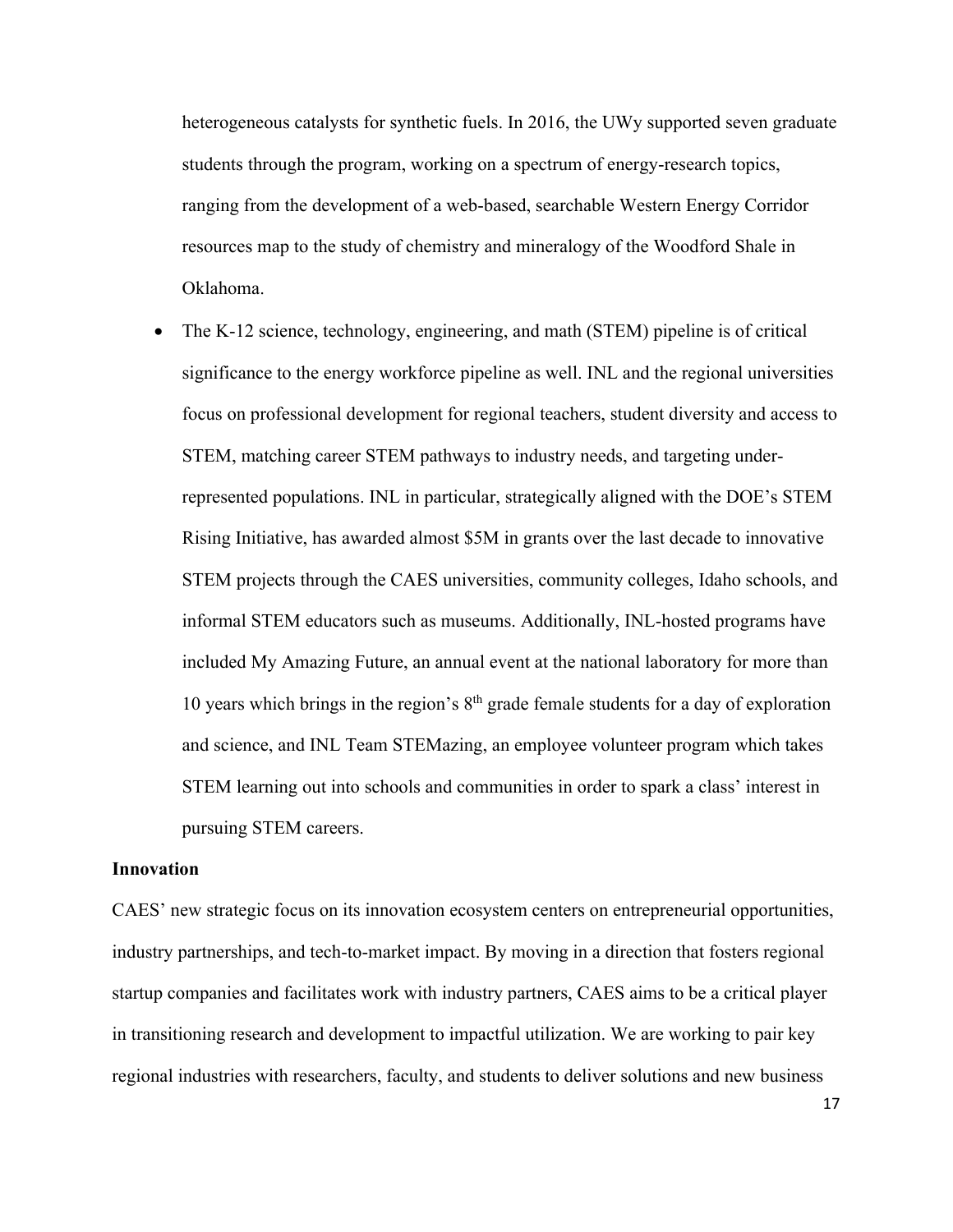heterogeneous catalysts for synthetic fuels. In 2016, the UWy supported seven graduate students through the program, working on a spectrum of energy-research topics, ranging from the development of a web-based, searchable Western Energy Corridor resources map to the study of chemistry and mineralogy of the Woodford Shale in Oklahoma.

- The K-12 science, technology, engineering, and math (STEM) pipeline is of critical significance to the energy workforce pipeline as well. INL and the regional universities focus on professional development for regional teachers, student diversity and access to STEM, matching career STEM pathways to industry needs, and targeting under-represented populations. INL in particular, strategically aligned with the DOE's STEM Rising Initiative, has awarded almost $5M in grants over the last decade to innovative STEM projects through the CAES universities, community colleges, Idaho schools, and informal STEM educators such as museums. Additionally, INL-hosted programs have included My Amazing Future, an annual event at the national laboratory for more than 10 years which brings in the region's 8th grade female students for a day of exploration and science, and INL Team STEMazing, an employee volunteer program which takes STEM learning out into schools and communities in order to spark a class' interest in pursuing STEM careers.

**Innovation**

CAES' new strategic focus on its innovation ecosystem centers on entrepreneurial opportunities, industry partnerships, and tech-to-market impact. By moving in a direction that fosters regional startup companies and facilitates work with industry partners, CAES aims to be a critical player in transitioning research and development to impactful utilization. We are working to pair key regional industries with researchers, faculty, and students to deliver solutions and new business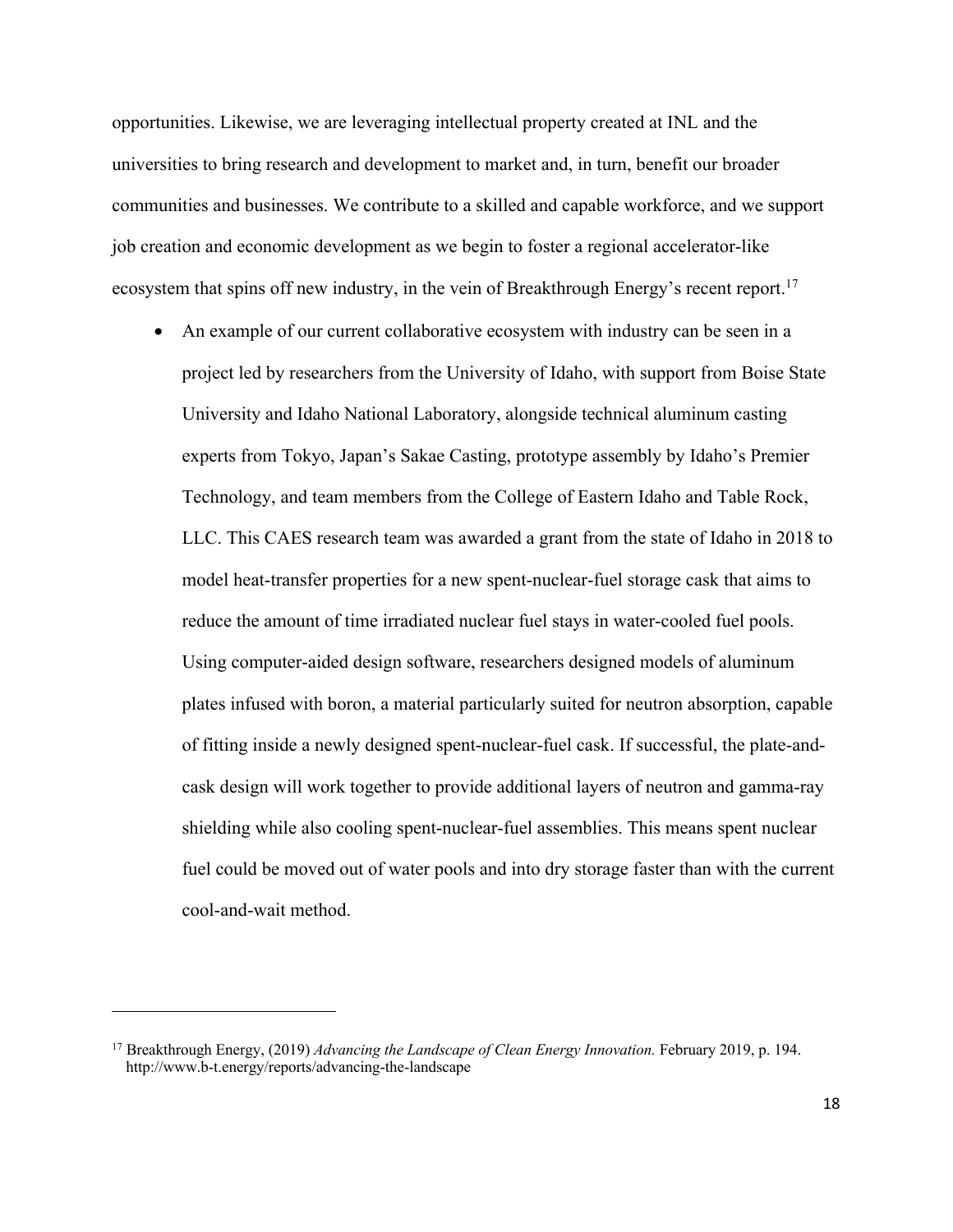opportunities. Likewise, we are leveraging intellectual property created at INL and the universities to bring research and development to market and, in turn, benefit our broader communities and businesses. We contribute to a skilled and capable workforce, and we support job creation and economic development as we begin to foster a regional accelerator-like ecosystem that spins off new industry, in the vein of Breakthrough Energy's recent report.[17]

- An example of our current collaborative ecosystem with industry can be seen in a project led by researchers from the University of Idaho, with support from Boise State University and Idaho National Laboratory, alongside technical aluminum casting experts from Tokyo, Japan's Sakae Casting, prototype assembly by Idaho's Premier Technology, and team members from the College of Eastern Idaho and Table Rock, LLC. This CAES research team was awarded a grant from the state of Idaho in 2018 to model heat-transfer properties for a new spent-nuclear-fuel storage cask that aims to reduce the amount of time irradiated nuclear fuel stays in water-cooled fuel pools. Using computer-aided design software, researchers designed models of aluminum plates infused with boron, a material particularly suited for neutron absorption, capable of fitting inside a newly designed spent-nuclear-fuel cask. If successful, the plate-and-cask design will work together to provide additional layers of neutron and gamma-ray shielding while also cooling spent-nuclear-fuel assemblies. This means spent nuclear fuel could be moved out of water pools and into dry storage faster than with the current cool-and-wait method.

---

[17] Breakthrough Energy, (2019) *Advancing the Landscape of Clean Energy Innovation.* February 2019, p. 194. http://www.b-t.energy/reports/advancing-the-landscape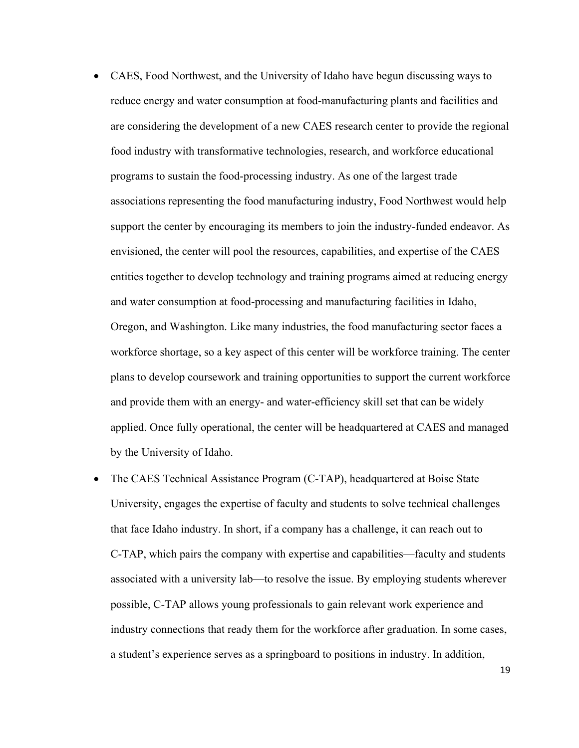- CAES, Food Northwest, and the University of Idaho have begun discussing ways to reduce energy and water consumption at food-manufacturing plants and facilities and are considering the development of a new CAES research center to provide the regional food industry with transformative technologies, research, and workforce educational programs to sustain the food-processing industry. As one of the largest trade associations representing the food manufacturing industry, Food Northwest would help support the center by encouraging its members to join the industry-funded endeavor. As envisioned, the center will pool the resources, capabilities, and expertise of the CAES entities together to develop technology and training programs aimed at reducing energy and water consumption at food-processing and manufacturing facilities in Idaho, Oregon, and Washington. Like many industries, the food manufacturing sector faces a workforce shortage, so a key aspect of this center will be workforce training. The center plans to develop coursework and training opportunities to support the current workforce and provide them with an energy- and water-efficiency skill set that can be widely applied. Once fully operational, the center will be headquartered at CAES and managed by the University of Idaho.
- The CAES Technical Assistance Program (C-TAP), headquartered at Boise State University, engages the expertise of faculty and students to solve technical challenges that face Idaho industry. In short, if a company has a challenge, it can reach out to C-TAP, which pairs the company with expertise and capabilities—faculty and students associated with a university lab—to resolve the issue. By employing students wherever possible, C-TAP allows young professionals to gain relevant work experience and industry connections that ready them for the workforce after graduation. In some cases, a student's experience serves as a springboard to positions in industry. In addition,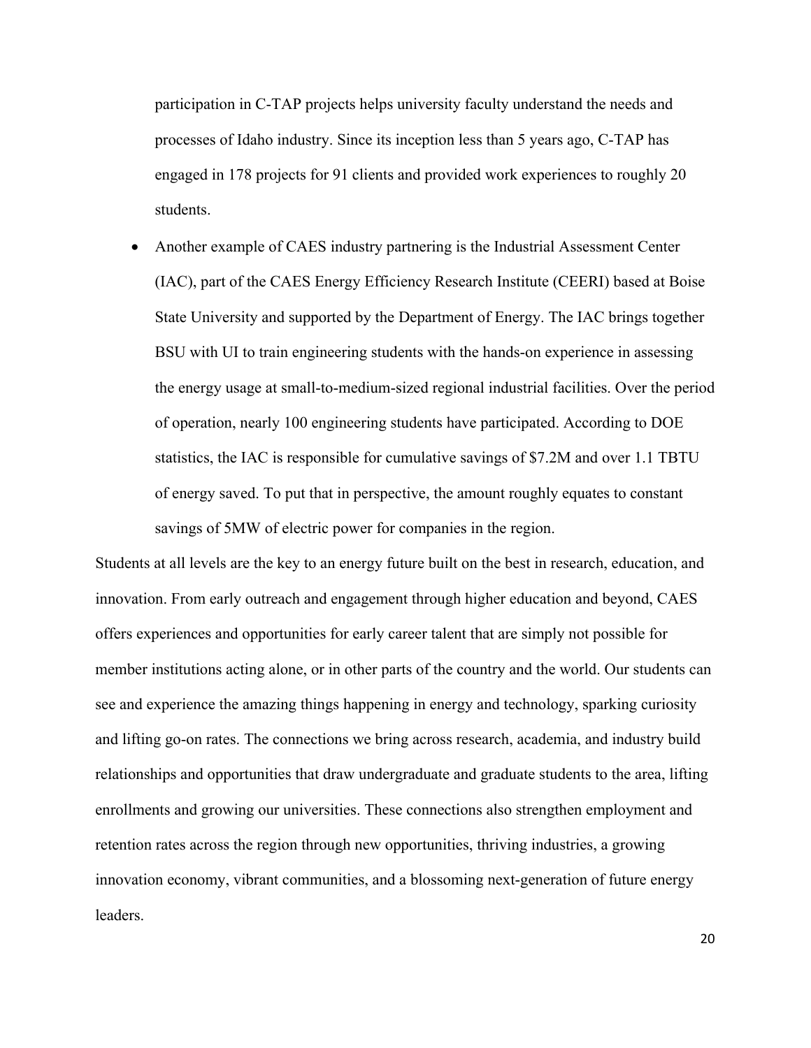participation in C-TAP projects helps university faculty understand the needs and processes of Idaho industry. Since its inception less than 5 years ago, C-TAP has engaged in 178 projects for 91 clients and provided work experiences to roughly 20 students.

- Another example of CAES industry partnering is the Industrial Assessment Center (IAC), part of the CAES Energy Efficiency Research Institute (CEERI) based at Boise State University and supported by the Department of Energy. The IAC brings together BSU with UI to train engineering students with the hands-on experience in assessing the energy usage at small-to-medium-sized regional industrial facilities. Over the period of operation, nearly 100 engineering students have participated. According to DOE statistics, the IAC is responsible for cumulative savings of $7.2M and over 1.1 TBTU of energy saved. To put that in perspective, the amount roughly equates to constant savings of 5MW of electric power for companies in the region.

Students at all levels are the key to an energy future built on the best in research, education, and innovation. From early outreach and engagement through higher education and beyond, CAES offers experiences and opportunities for early career talent that are simply not possible for member institutions acting alone, or in other parts of the country and the world. Our students can see and experience the amazing things happening in energy and technology, sparking curiosity and lifting go-on rates. The connections we bring across research, academia, and industry build relationships and opportunities that draw undergraduate and graduate students to the area, lifting enrollments and growing our universities. These connections also strengthen employment and retention rates across the region through new opportunities, thriving industries, a growing innovation economy, vibrant communities, and a blossoming next-generation of future energy leaders.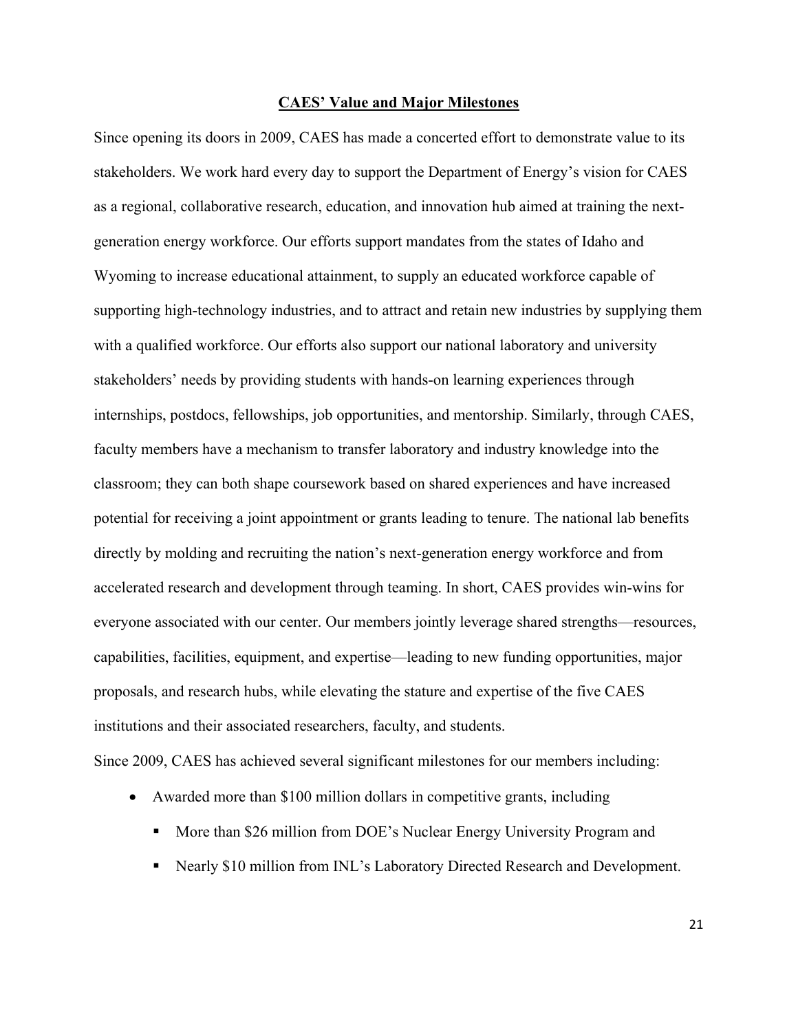## CAES' Value and Major Milestones

Since opening its doors in 2009, CAES has made a concerted effort to demonstrate value to its stakeholders. We work hard every day to support the Department of Energy's vision for CAES as a regional, collaborative research, education, and innovation hub aimed at training the next-generation energy workforce. Our efforts support mandates from the states of Idaho and Wyoming to increase educational attainment, to supply an educated workforce capable of supporting high-technology industries, and to attract and retain new industries by supplying them with a qualified workforce. Our efforts also support our national laboratory and university stakeholders' needs by providing students with hands-on learning experiences through internships, postdocs, fellowships, job opportunities, and mentorship. Similarly, through CAES, faculty members have a mechanism to transfer laboratory and industry knowledge into the classroom; they can both shape coursework based on shared experiences and have increased potential for receiving a joint appointment or grants leading to tenure. The national lab benefits directly by molding and recruiting the nation's next-generation energy workforce and from accelerated research and development through teaming. In short, CAES provides win-wins for everyone associated with our center. Our members jointly leverage shared strengths—resources, capabilities, facilities, equipment, and expertise—leading to new funding opportunities, major proposals, and research hubs, while elevating the stature and expertise of the five CAES institutions and their associated researchers, faculty, and students.

Since 2009, CAES has achieved several significant milestones for our members including:

- Awarded more than $100 million dollars in competitive grants, including
  - More than $26 million from DOE's Nuclear Energy University Program and
  - Nearly $10 million from INL's Laboratory Directed Research and Development.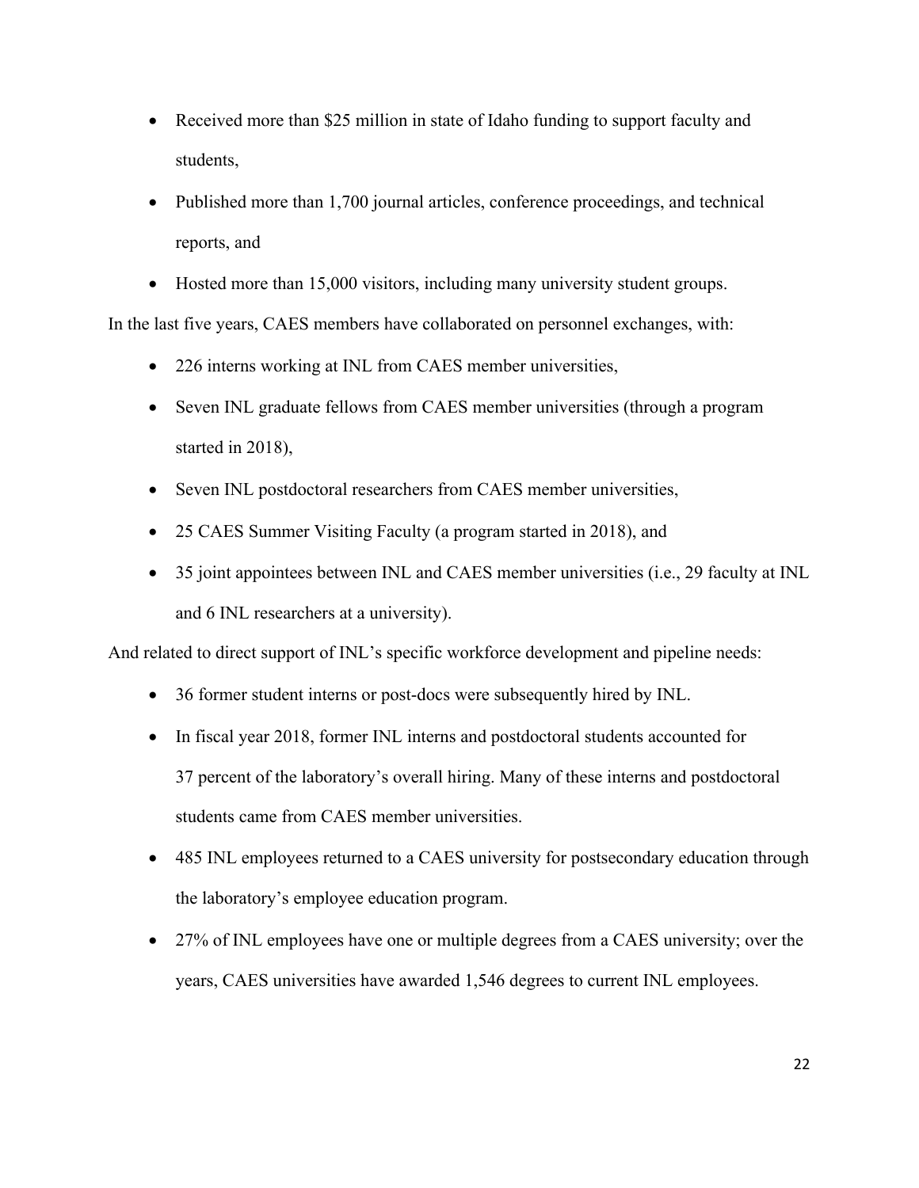- Received more than $25 million in state of Idaho funding to support faculty and students,
- Published more than 1,700 journal articles, conference proceedings, and technical reports, and
- Hosted more than 15,000 visitors, including many university student groups.

In the last five years, CAES members have collaborated on personnel exchanges, with:

- 226 interns working at INL from CAES member universities,
- Seven INL graduate fellows from CAES member universities (through a program started in 2018),
- Seven INL postdoctoral researchers from CAES member universities,
- 25 CAES Summer Visiting Faculty (a program started in 2018), and
- 35 joint appointees between INL and CAES member universities (i.e., 29 faculty at INL and 6 INL researchers at a university).

And related to direct support of INL's specific workforce development and pipeline needs:

- 36 former student interns or post-docs were subsequently hired by INL.
- In fiscal year 2018, former INL interns and postdoctoral students accounted for 37 percent of the laboratory's overall hiring. Many of these interns and postdoctoral students came from CAES member universities.
- 485 INL employees returned to a CAES university for postsecondary education through the laboratory's employee education program.
- 27% of INL employees have one or multiple degrees from a CAES university; over the years, CAES universities have awarded 1,546 degrees to current INL employees.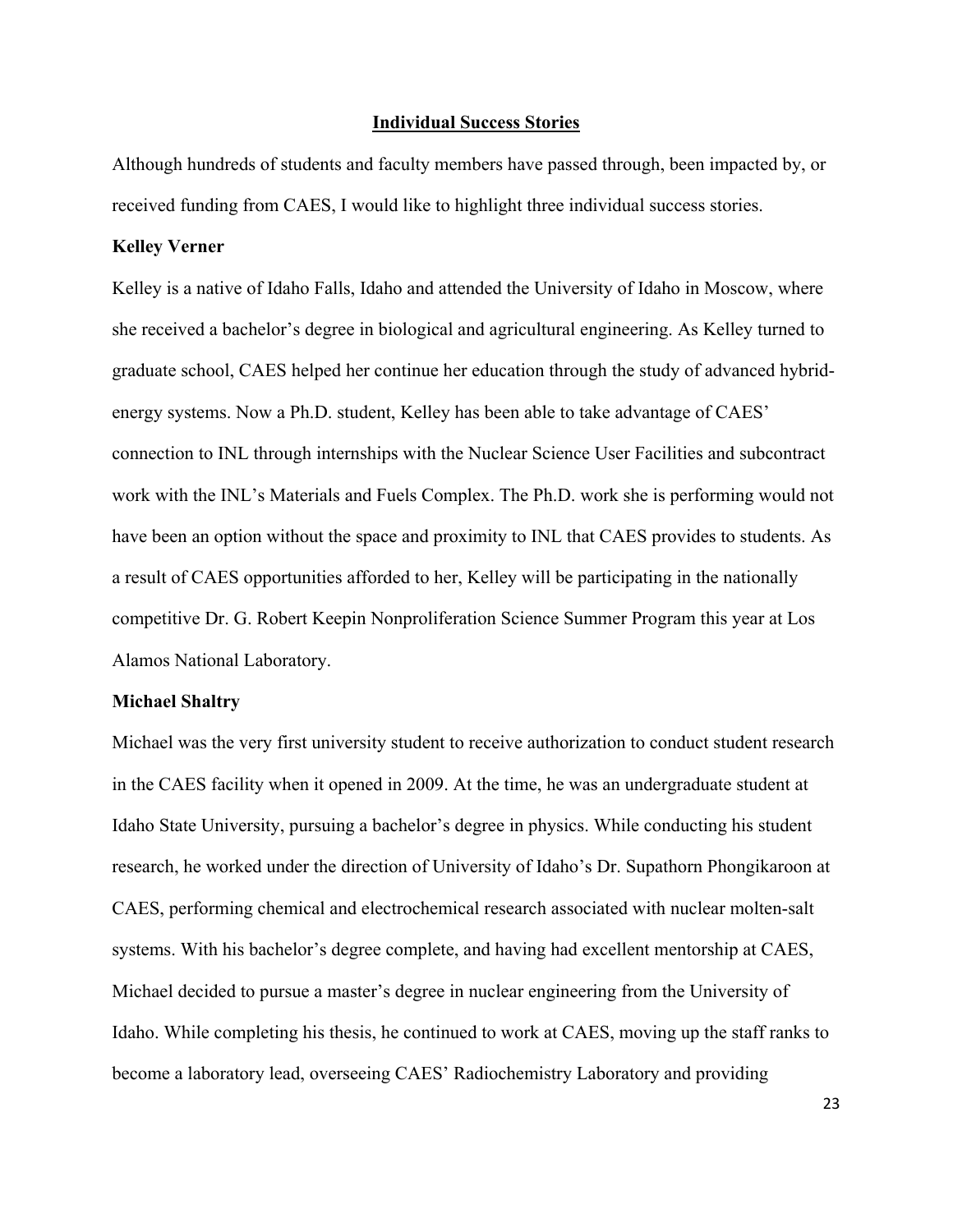## Individual Success Stories

Although hundreds of students and faculty members have passed through, been impacted by, or received funding from CAES, I would like to highlight three individual success stories.

### Kelley Verner

Kelley is a native of Idaho Falls, Idaho and attended the University of Idaho in Moscow, where she received a bachelor's degree in biological and agricultural engineering. As Kelley turned to graduate school, CAES helped her continue her education through the study of advanced hybrid-energy systems. Now a Ph.D. student, Kelley has been able to take advantage of CAES' connection to INL through internships with the Nuclear Science User Facilities and subcontract work with the INL's Materials and Fuels Complex. The Ph.D. work she is performing would not have been an option without the space and proximity to INL that CAES provides to students. As a result of CAES opportunities afforded to her, Kelley will be participating in the nationally competitive Dr. G. Robert Keepin Nonproliferation Science Summer Program this year at Los Alamos National Laboratory.

### Michael Shaltry

Michael was the very first university student to receive authorization to conduct student research in the CAES facility when it opened in 2009. At the time, he was an undergraduate student at Idaho State University, pursuing a bachelor's degree in physics. While conducting his student research, he worked under the direction of University of Idaho's Dr. Supathorn Phongikaroon at CAES, performing chemical and electrochemical research associated with nuclear molten-salt systems. With his bachelor's degree complete, and having had excellent mentorship at CAES, Michael decided to pursue a master's degree in nuclear engineering from the University of Idaho. While completing his thesis, he continued to work at CAES, moving up the staff ranks to become a laboratory lead, overseeing CAES' Radiochemistry Laboratory and providing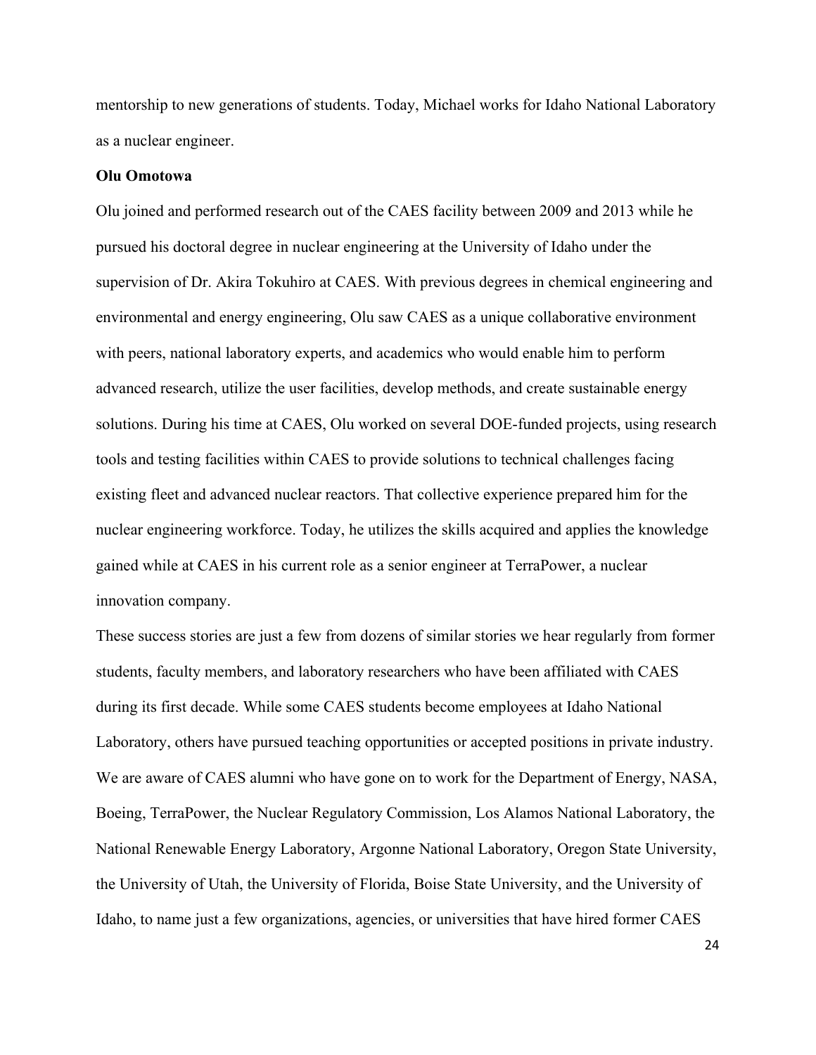mentorship to new generations of students. Today, Michael works for Idaho National Laboratory as a nuclear engineer.

**Olu Omotowa**

Olu joined and performed research out of the CAES facility between 2009 and 2013 while he pursued his doctoral degree in nuclear engineering at the University of Idaho under the supervision of Dr. Akira Tokuhiro at CAES. With previous degrees in chemical engineering and environmental and energy engineering, Olu saw CAES as a unique collaborative environment with peers, national laboratory experts, and academics who would enable him to perform advanced research, utilize the user facilities, develop methods, and create sustainable energy solutions. During his time at CAES, Olu worked on several DOE-funded projects, using research tools and testing facilities within CAES to provide solutions to technical challenges facing existing fleet and advanced nuclear reactors. That collective experience prepared him for the nuclear engineering workforce. Today, he utilizes the skills acquired and applies the knowledge gained while at CAES in his current role as a senior engineer at TerraPower, a nuclear innovation company.

These success stories are just a few from dozens of similar stories we hear regularly from former students, faculty members, and laboratory researchers who have been affiliated with CAES during its first decade. While some CAES students become employees at Idaho National Laboratory, others have pursued teaching opportunities or accepted positions in private industry. We are aware of CAES alumni who have gone on to work for the Department of Energy, NASA, Boeing, TerraPower, the Nuclear Regulatory Commission, Los Alamos National Laboratory, the National Renewable Energy Laboratory, Argonne National Laboratory, Oregon State University, the University of Utah, the University of Florida, Boise State University, and the University of Idaho, to name just a few organizations, agencies, or universities that have hired former CAES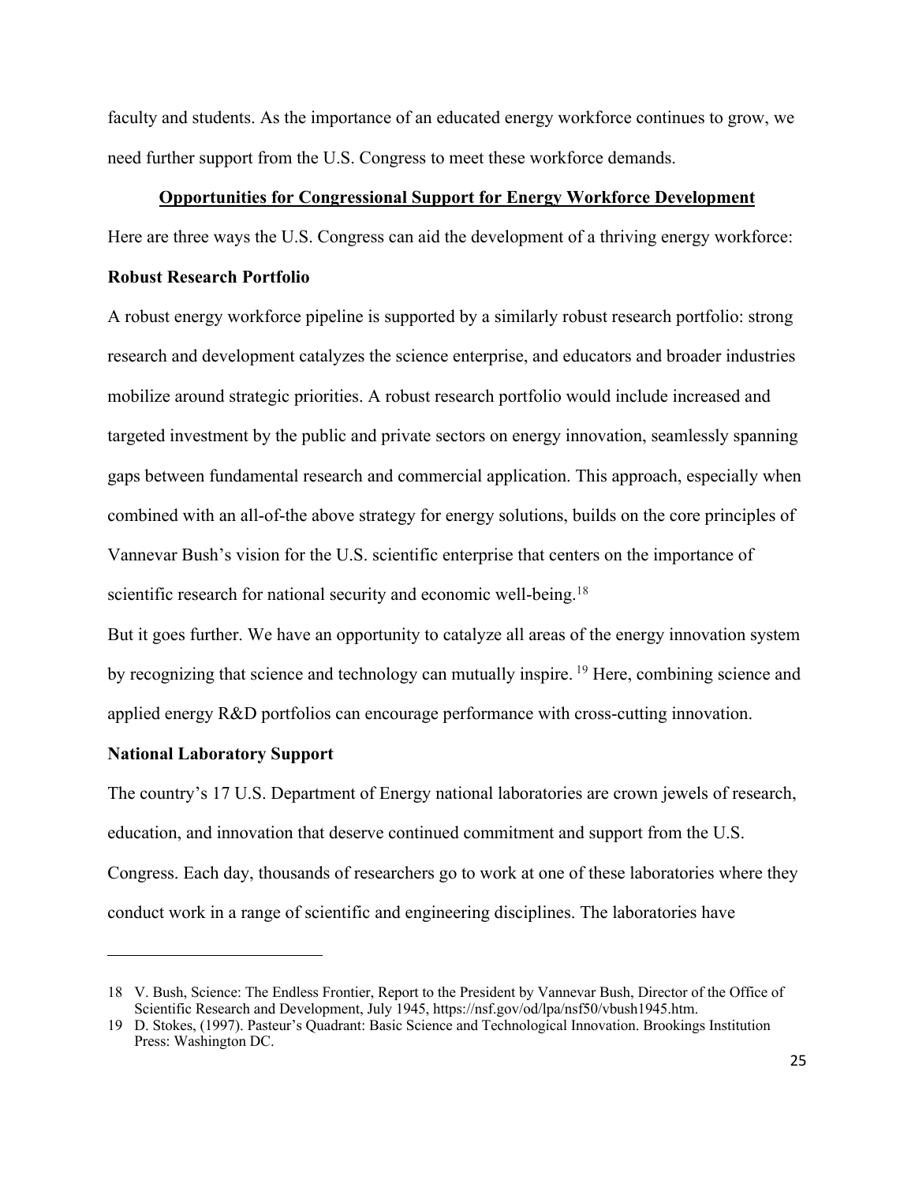faculty and students. As the importance of an educated energy workforce continues to grow, we need further support from the U.S. Congress to meet these workforce demands.

## Opportunities for Congressional Support for Energy Workforce Development

Here are three ways the U.S. Congress can aid the development of a thriving energy workforce:

### Robust Research Portfolio

A robust energy workforce pipeline is supported by a similarly robust research portfolio: strong research and development catalyzes the science enterprise, and educators and broader industries mobilize around strategic priorities. A robust research portfolio would include increased and targeted investment by the public and private sectors on energy innovation, seamlessly spanning gaps between fundamental research and commercial application. This approach, especially when combined with an all-of-the above strategy for energy solutions, builds on the core principles of Vannevar Bush's vision for the U.S. scientific enterprise that centers on the importance of scientific research for national security and economic well-being.[18]

But it goes further. We have an opportunity to catalyze all areas of the energy innovation system by recognizing that science and technology can mutually inspire. [19] Here, combining science and applied energy R&D portfolios can encourage performance with cross-cutting innovation.

### National Laboratory Support

The country's 17 U.S. Department of Energy national laboratories are crown jewels of research, education, and innovation that deserve continued commitment and support from the U.S. Congress. Each day, thousands of researchers go to work at one of these laboratories where they conduct work in a range of scientific and engineering disciplines. The laboratories have

---

18 V. Bush, Science: The Endless Frontier, Report to the President by Vannevar Bush, Director of the Office of Scientific Research and Development, July 1945, https://nsf.gov/od/lpa/nsf50/vbush1945.htm.

19 D. Stokes, (1997). Pasteur's Quadrant: Basic Science and Technological Innovation. Brookings Institution Press: Washington DC.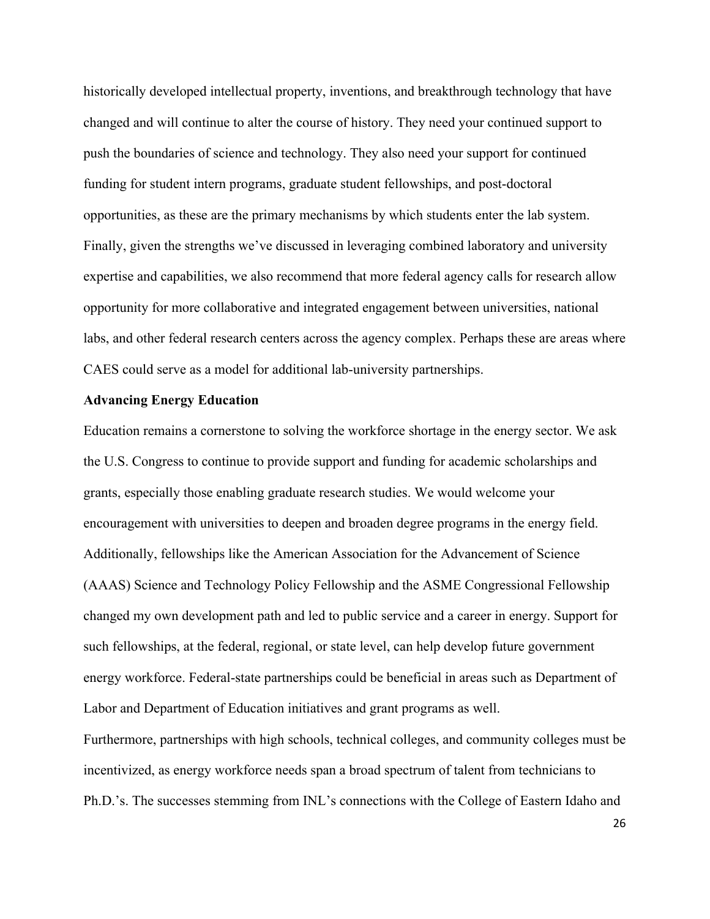historically developed intellectual property, inventions, and breakthrough technology that have changed and will continue to alter the course of history. They need your continued support to push the boundaries of science and technology. They also need your support for continued funding for student intern programs, graduate student fellowships, and post-doctoral opportunities, as these are the primary mechanisms by which students enter the lab system. Finally, given the strengths we've discussed in leveraging combined laboratory and university expertise and capabilities, we also recommend that more federal agency calls for research allow opportunity for more collaborative and integrated engagement between universities, national labs, and other federal research centers across the agency complex. Perhaps these are areas where CAES could serve as a model for additional lab-university partnerships.

**Advancing Energy Education**

Education remains a cornerstone to solving the workforce shortage in the energy sector. We ask the U.S. Congress to continue to provide support and funding for academic scholarships and grants, especially those enabling graduate research studies. We would welcome your encouragement with universities to deepen and broaden degree programs in the energy field. Additionally, fellowships like the American Association for the Advancement of Science (AAAS) Science and Technology Policy Fellowship and the ASME Congressional Fellowship changed my own development path and led to public service and a career in energy. Support for such fellowships, at the federal, regional, or state level, can help develop future government energy workforce. Federal-state partnerships could be beneficial in areas such as Department of Labor and Department of Education initiatives and grant programs as well.

Furthermore, partnerships with high schools, technical colleges, and community colleges must be incentivized, as energy workforce needs span a broad spectrum of talent from technicians to Ph.D.'s. The successes stemming from INL's connections with the College of Eastern Idaho and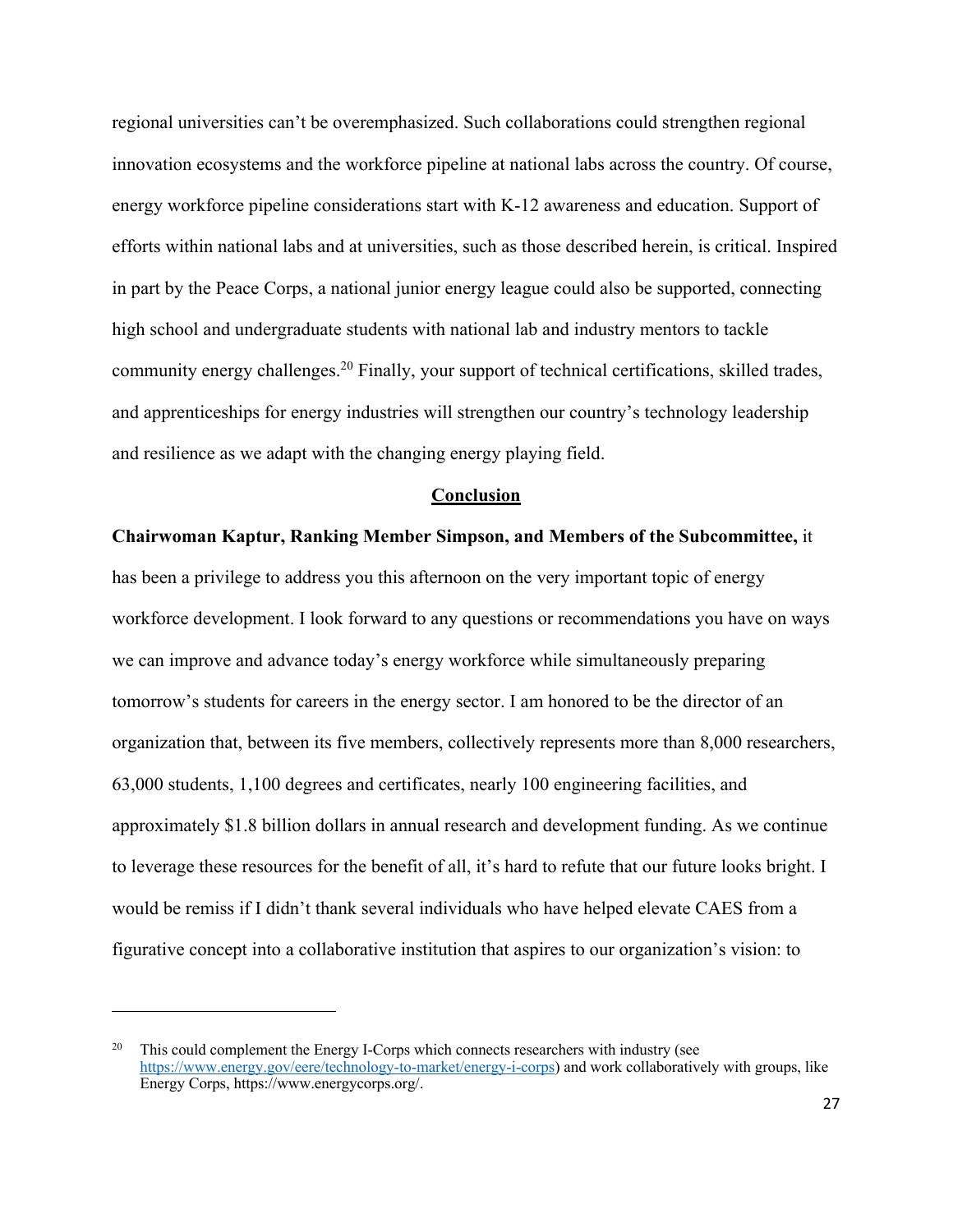regional universities can't be overemphasized. Such collaborations could strengthen regional innovation ecosystems and the workforce pipeline at national labs across the country. Of course, energy workforce pipeline considerations start with K-12 awareness and education. Support of efforts within national labs and at universities, such as those described herein, is critical. Inspired in part by the Peace Corps, a national junior energy league could also be supported, connecting high school and undergraduate students with national lab and industry mentors to tackle community energy challenges.[20] Finally, your support of technical certifications, skilled trades, and apprenticeships for energy industries will strengthen our country's technology leadership and resilience as we adapt with the changing energy playing field.

## Conclusion

**Chairwoman Kaptur, Ranking Member Simpson, and Members of the Subcommittee,** it has been a privilege to address you this afternoon on the very important topic of energy workforce development. I look forward to any questions or recommendations you have on ways we can improve and advance today's energy workforce while simultaneously preparing tomorrow's students for careers in the energy sector. I am honored to be the director of an organization that, between its five members, collectively represents more than 8,000 researchers, 63,000 students, 1,100 degrees and certificates, nearly 100 engineering facilities, and approximately $1.8 billion dollars in annual research and development funding. As we continue to leverage these resources for the benefit of all, it's hard to refute that our future looks bright. I would be remiss if I didn't thank several individuals who have helped elevate CAES from a figurative concept into a collaborative institution that aspires to our organization's vision: to

---

[20] This could complement the Energy I-Corps which connects researchers with industry (see https://www.energy.gov/eere/technology-to-market/energy-i-corps) and work collaboratively with groups, like Energy Corps, https://www.energycorps.org/.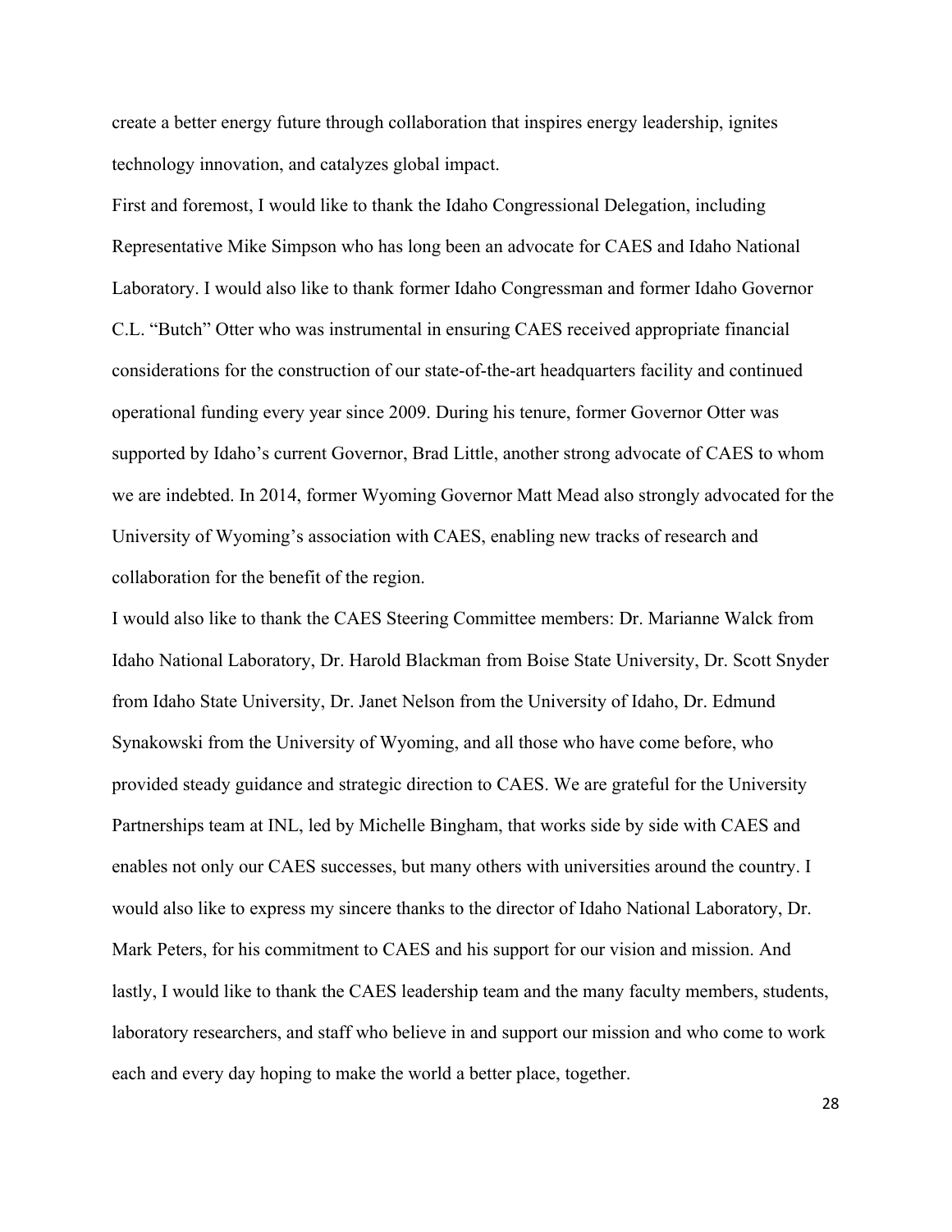create a better energy future through collaboration that inspires energy leadership, ignites technology innovation, and catalyzes global impact.

First and foremost, I would like to thank the Idaho Congressional Delegation, including Representative Mike Simpson who has long been an advocate for CAES and Idaho National Laboratory. I would also like to thank former Idaho Congressman and former Idaho Governor C.L. "Butch" Otter who was instrumental in ensuring CAES received appropriate financial considerations for the construction of our state-of-the-art headquarters facility and continued operational funding every year since 2009. During his tenure, former Governor Otter was supported by Idaho's current Governor, Brad Little, another strong advocate of CAES to whom we are indebted. In 2014, former Wyoming Governor Matt Mead also strongly advocated for the University of Wyoming's association with CAES, enabling new tracks of research and collaboration for the benefit of the region.

I would also like to thank the CAES Steering Committee members: Dr. Marianne Walck from Idaho National Laboratory, Dr. Harold Blackman from Boise State University, Dr. Scott Snyder from Idaho State University, Dr. Janet Nelson from the University of Idaho, Dr. Edmund Synakowski from the University of Wyoming, and all those who have come before, who provided steady guidance and strategic direction to CAES. We are grateful for the University Partnerships team at INL, led by Michelle Bingham, that works side by side with CAES and enables not only our CAES successes, but many others with universities around the country. I would also like to express my sincere thanks to the director of Idaho National Laboratory, Dr. Mark Peters, for his commitment to CAES and his support for our vision and mission. And lastly, I would like to thank the CAES leadership team and the many faculty members, students, laboratory researchers, and staff who believe in and support our mission and who come to work each and every day hoping to make the world a better place, together.